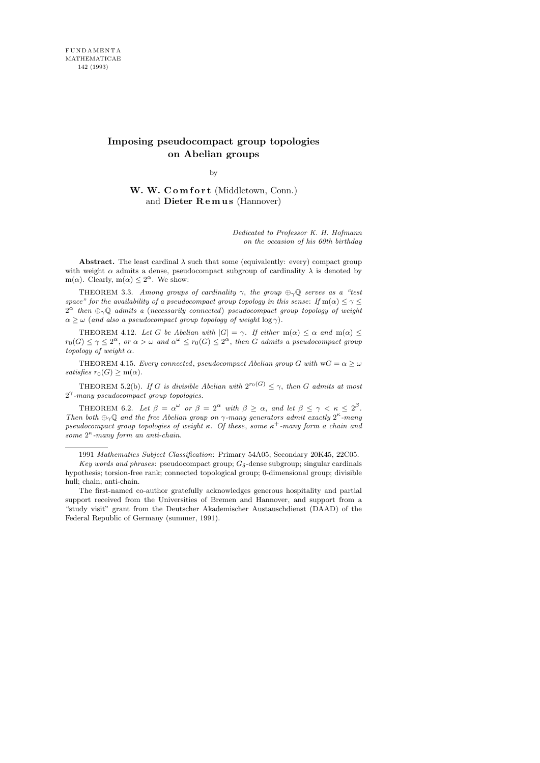FUNDAMENTA
MATHEMATICAE
142 (1993)

# Imposing pseudocompact group topologies on Abelian groups

by

**W. W. Comfort** (Middletown, Conn.)
and **Dieter Remus** (Hannover)

*Dedicated to Professor K. H. Hofmann on the occasion of his 60th birthday*

**Abstract.** The least cardinal $\lambda$ such that some (equivalently: every) compact group with weight $\alpha$ admits a dense, pseudocompact subgroup of cardinality $\lambda$ is denoted by $\mathrm{m}(\alpha)$. Clearly, $\mathrm{m}(\alpha) \le 2^\alpha$. We show:

THEOREM 3.3. *Among groups of cardinality $\gamma$, the group $\oplus_\gamma \mathbb{Q}$ serves as a "test space" for the availability of a pseudocompact group topology in this sense: If $\mathrm{m}(\alpha) \le \gamma \le 2^\alpha$ then $\oplus_\gamma \mathbb{Q}$ admits a (necessarily connected) pseudocompact group topology of weight $\alpha \ge \omega$ (and also a pseudocompact group topology of weight $\log \gamma$).*

THEOREM 4.12. *Let $G$ be Abelian with $|G| = \gamma$. If either $\mathrm{m}(\alpha) \le \alpha$ and $\mathrm{m}(\alpha) \le r_0(G) \le \gamma \le 2^\alpha$, or $\alpha > \omega$ and $\alpha^\omega \le r_0(G) \le 2^\alpha$, then $G$ admits a pseudocompact group topology of weight $\alpha$.*

THEOREM 4.15. *Every connected, pseudocompact Abelian group $G$ with $\mathrm{w}G = \alpha \ge \omega$ satisfies $r_0(G) \ge \mathrm{m}(\alpha)$.*

THEOREM 5.2(b). *If $G$ is divisible Abelian with $2^{r_0(G)} \le \gamma$, then $G$ admits at most $2^\gamma$-many pseudocompact group topologies.*

THEOREM 6.2. *Let $\beta = \alpha^\omega$ or $\beta = 2^\alpha$ with $\beta \ge \alpha$, and let $\beta \le \gamma < \kappa \le 2^\beta$. Then both $\oplus_\gamma \mathbb{Q}$ and the free Abelian group on $\gamma$-many generators admit exactly $2^\kappa$-many pseudocompact group topologies of weight $\kappa$. Of these, some $\kappa^+$-many form a chain and some $2^\kappa$-many form an anti-chain.*

---

1991 *Mathematics Subject Classification*: Primary 54A05; Secondary 20K45, 22C05.

*Key words and phrases*: pseudocompact group; $G_\delta$-dense subgroup; singular cardinals hypothesis; torsion-free rank; connected topological group; 0-dimensional group; divisible hull; chain; anti-chain.

The first-named co-author gratefully acknowledges generous hospitality and partial support received from the Universities of Bremen and Hannover, and support from a "study visit" grant from the Deutscher Akademischer Austauschdienst (DAAD) of the Federal Republic of Germany (summer, 1991).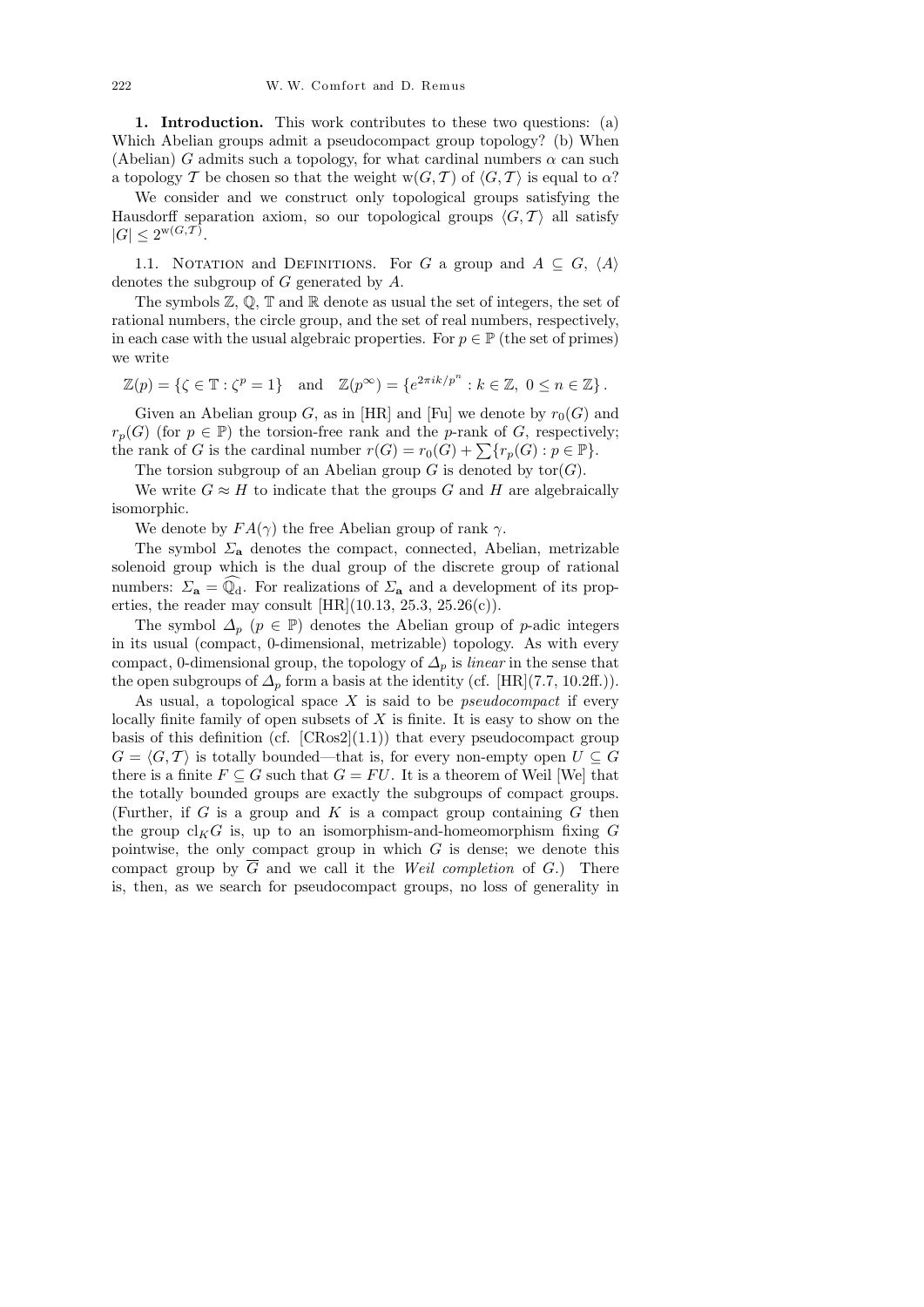**1. Introduction.** This work contributes to these two questions: (a) Which Abelian groups admit a pseudocompact group topology? (b) When (Abelian) $G$ admits such a topology, for what cardinal numbers $\alpha$ can such a topology $\mathcal{T}$ be chosen so that the weight $\mathrm{w}(G,\mathcal{T})$ of $\langle G,\mathcal{T}\rangle$ is equal to $\alpha$?

We consider and we construct only topological groups satisfying the Hausdorff separation axiom, so our topological groups $\langle G,\mathcal{T}\rangle$ all satisfy $|G| \le 2^{\mathrm{w}(G,\mathcal{T})}$.

1.1. Notation and Definitions. For $G$ a group and $A \subseteq G$, $\langle A\rangle$ denotes the subgroup of $G$ generated by $A$.

The symbols $\mathbb{Z}$, $\mathbb{Q}$, $\mathbb{T}$ and $\mathbb{R}$ denote as usual the set of integers, the set of rational numbers, the circle group, and the set of real numbers, respectively, in each case with the usual algebraic properties. For $p \in \mathbb{P}$ (the set of primes) we write

$$\mathbb{Z}(p) = \{\zeta \in \mathbb{T} : \zeta^p = 1\} \quad \text{and} \quad \mathbb{Z}(p^\infty) = \{e^{2\pi i k/p^n} : k \in \mathbb{Z},\ 0 \le n \in \mathbb{Z}\}.$$

Given an Abelian group $G$, as in [HR] and [Fu] we denote by $r_0(G)$ and $r_p(G)$ (for $p \in \mathbb{P}$) the torsion-free rank and the $p$-rank of $G$, respectively; the rank of $G$ is the cardinal number $r(G) = r_0(G) + \sum\{r_p(G) : p \in \mathbb{P}\}$.

The torsion subgroup of an Abelian group $G$ is denoted by $\mathrm{tor}(G)$.

We write $G \approx H$ to indicate that the groups $G$ and $H$ are algebraically isomorphic.

We denote by $FA(\gamma)$ the free Abelian group of rank $\gamma$.

The symbol $\Sigma_{\mathbf{a}}$ denotes the compact, connected, Abelian, metrizable solenoid group which is the dual group of the discrete group of rational numbers: $\Sigma_{\mathbf{a}} = \widehat{\mathbb{Q}_{\mathrm{d}}}$. For realizations of $\Sigma_{\mathbf{a}}$ and a development of its properties, the reader may consult [HR](10.13, 25.3, 25.26(c)).

The symbol $\Delta_p$ ($p \in \mathbb{P}$) denotes the Abelian group of $p$-adic integers in its usual (compact, 0-dimensional, metrizable) topology. As with every compact, 0-dimensional group, the topology of $\Delta_p$ is *linear* in the sense that the open subgroups of $\Delta_p$ form a basis at the identity (cf. [HR](7.7, 10.2ff.)).

As usual, a topological space $X$ is said to be *pseudocompact* if every locally finite family of open subsets of $X$ is finite. It is easy to show on the basis of this definition (cf. [CRos2](1.1)) that every pseudocompact group $G = \langle G,\mathcal{T}\rangle$ is totally bounded—that is, for every non-empty open $U \subseteq G$ there is a finite $F \subseteq G$ such that $G = FU$. It is a theorem of Weil [We] that the totally bounded groups are exactly the subgroups of compact groups. (Further, if $G$ is a group and $K$ is a compact group containing $G$ then the group $\mathrm{cl}_K G$ is, up to an isomorphism-and-homeomorphism fixing $G$ pointwise, the only compact group in which $G$ is dense; we denote this compact group by $\overline{G}$ and we call it the *Weil completion* of $G$.) There is, then, as we search for pseudocompact groups, no loss of generality in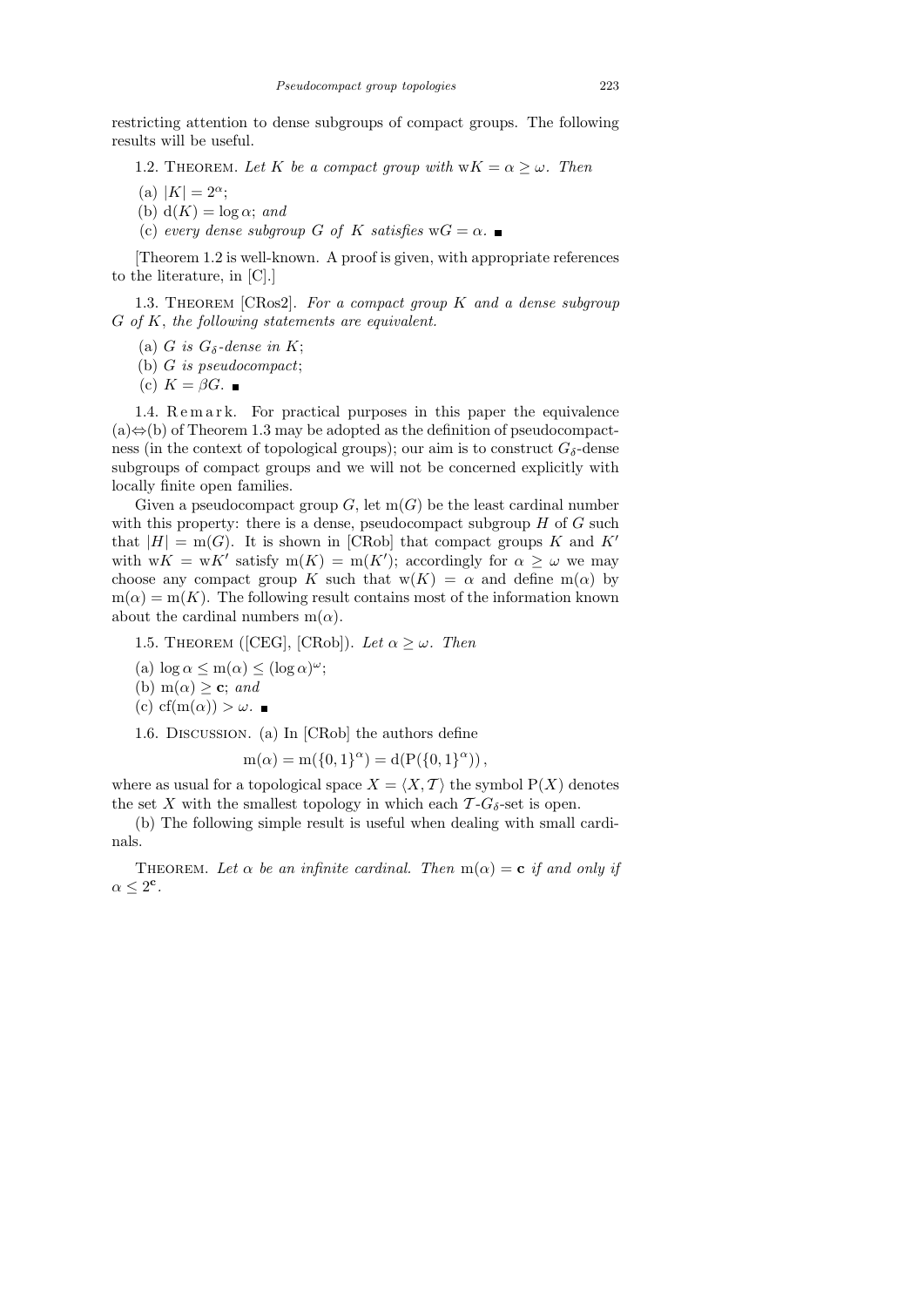restricting attention to dense subgroups of compact groups. The following results will be useful.

1.2. Theorem. *Let $K$ be a compact group with $\mathrm{w}K = \alpha \geq \omega$. Then*

(a) $|K| = 2^\alpha$;

(b) $\mathrm{d}(K) = \log \alpha$; *and*

(c) *every dense subgroup $G$ of $K$ satisfies $\mathrm{w}G = \alpha$.* ∎

[Theorem 1.2 is well-known. A proof is given, with appropriate references to the literature, in [C].]

1.3. Theorem [CRos2]. *For a compact group $K$ and a dense subgroup $G$ of $K$, the following statements are equivalent.*

(a) *$G$ is $G_\delta$-dense in $K$*;

(b) *$G$ is pseudocompact*;

(c) $K = \beta G$. ∎

1.4. Remark. For practical purposes in this paper the equivalence (a)⇔(b) of Theorem 1.3 may be adopted as the definition of pseudocompactness (in the context of topological groups); our aim is to construct $G_\delta$-dense subgroups of compact groups and we will not be concerned explicitly with locally finite open families.

Given a pseudocompact group $G$, let $\mathrm{m}(G)$ be the least cardinal number with this property: there is a dense, pseudocompact subgroup $H$ of $G$ such that $|H| = \mathrm{m}(G)$. It is shown in [CRob] that compact groups $K$ and $K'$ with $\mathrm{w}K = \mathrm{w}K'$ satisfy $\mathrm{m}(K) = \mathrm{m}(K')$; accordingly for $\alpha \geq \omega$ we may choose any compact group $K$ such that $\mathrm{w}(K) = \alpha$ and define $\mathrm{m}(\alpha)$ by $\mathrm{m}(\alpha) = \mathrm{m}(K)$. The following result contains most of the information known about the cardinal numbers $\mathrm{m}(\alpha)$.

1.5. Theorem ([CEG], [CRob]). *Let $\alpha \geq \omega$. Then*

(a) $\log \alpha \leq \mathrm{m}(\alpha) \leq (\log \alpha)^\omega$;

(b) $\mathrm{m}(\alpha) \geq \mathbf{c}$; *and*

(c) $\mathrm{cf}(\mathrm{m}(\alpha)) > \omega$. ∎

1.6. Discussion. (a) In [CRob] the authors define

$$\mathrm{m}(\alpha) = \mathrm{m}(\{0,1\}^\alpha) = \mathrm{d}(\mathrm{P}(\{0,1\}^\alpha)),$$

where as usual for a topological space $X = \langle X, \mathcal{T} \rangle$ the symbol $\mathrm{P}(X)$ denotes the set $X$ with the smallest topology in which each $\mathcal{T}$-$G_\delta$-set is open.

(b) The following simple result is useful when dealing with small cardinals.

Theorem. *Let $\alpha$ be an infinite cardinal. Then $\mathrm{m}(\alpha) = \mathbf{c}$ if and only if $\alpha \leq 2^{\mathbf{c}}$.*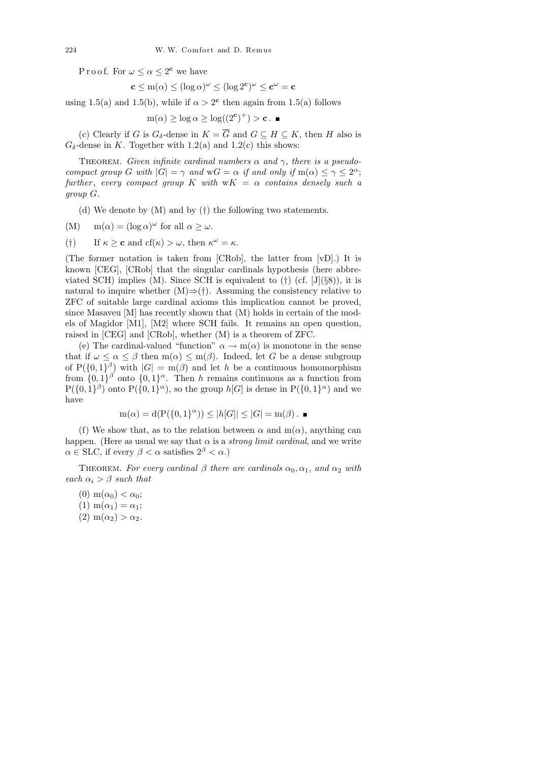Proof. For $\omega \le \alpha \le 2^{\mathbf{c}}$ we have

$$\mathbf{c} \le \mathrm{m}(\alpha) \le (\log \alpha)^\omega \le (\log 2^{\mathbf{c}})^\omega \le \mathbf{c}^\omega = \mathbf{c}$$

using 1.5(a) and 1.5(b), while if $\alpha > 2^{\mathbf{c}}$ then again from 1.5(a) follows

$$\mathrm{m}(\alpha) \ge \log \alpha \ge \log((2^{\mathbf{c}})^+) > \mathbf{c}. \ \blacksquare$$

(c) Clearly if $G$ is $G_\delta$-dense in $K = \overline{G}$ and $G \subseteq H \subseteq K$, then $H$ also is $G_\delta$-dense in $K$. Together with 1.2(a) and 1.2(c) this shows:

Theorem. *Given infinite cardinal numbers $\alpha$ and $\gamma$, there is a pseudocompact group $G$ with $|G| = \gamma$ and $\mathrm{w}G = \alpha$ if and only if $\mathrm{m}(\alpha) \le \gamma \le 2^\alpha$; further, every compact group $K$ with $\mathrm{w}K = \alpha$ contains densely such a group $G$.*

(d) We denote by (M) and by (†) the following two statements.

(M) $\quad \mathrm{m}(\alpha) = (\log \alpha)^\omega$ for all $\alpha \ge \omega$.

(†) $\quad$ If $\kappa \ge \mathbf{c}$ and $\mathrm{cf}(\kappa) > \omega$, then $\kappa^\omega = \kappa$.

(The former notation is taken from [CRob], the latter from [vD].) It is known [CEG], [CRob] that the singular cardinals hypothesis (here abbreviated SCH) implies (M). Since SCH is equivalent to (†) (cf. [J](§8)), it is natural to inquire whether (M)⇒(†). Assuming the consistency relative to ZFC of suitable large cardinal axioms this implication cannot be proved, since Masaveu [M] has recently shown that (M) holds in certain of the models of Magidor [M1], [M2] where SCH fails. It remains an open question, raised in [CEG] and [CRob], whether (M) is a theorem of ZFC.

(e) The cardinal-valued "function" $\alpha \to \mathrm{m}(\alpha)$ is monotone in the sense that if $\omega \le \alpha \le \beta$ then $\mathrm{m}(\alpha) \le \mathrm{m}(\beta)$. Indeed, let $G$ be a dense subgroup of $\mathrm{P}(\{0,1\}^\beta)$ with $|G| = \mathrm{m}(\beta)$ and let $h$ be a continuous homomorphism from $\{0,1\}^\beta$ onto $\{0,1\}^\alpha$. Then $h$ remains continuous as a function from $\mathrm{P}(\{0,1\}^\beta)$ onto $\mathrm{P}(\{0,1\}^\alpha)$, so the group $h[G]$ is dense in $\mathrm{P}(\{0,1\}^\alpha)$ and we have

$$\mathrm{m}(\alpha) = \mathrm{d}(\mathrm{P}(\{0,1\}^\alpha)) \le |h[G]| \le |G| = \mathrm{m}(\beta). \ \blacksquare$$

(f) We show that, as to the relation between $\alpha$ and $\mathrm{m}(\alpha)$, anything can happen. (Here as usual we say that $\alpha$ is a *strong limit cardinal*, and we write $\alpha \in \mathrm{SLC}$, if every $\beta < \alpha$ satisfies $2^\beta < \alpha$.)

Theorem. *For every cardinal $\beta$ there are cardinals $\alpha_0, \alpha_1$, and $\alpha_2$ with each $\alpha_i > \beta$ such that*

(0) $\mathrm{m}(\alpha_0) < \alpha_0$;

(1) $\mathrm{m}(\alpha_1) = \alpha_1$;

(2) $\mathrm{m}(\alpha_2) > \alpha_2$.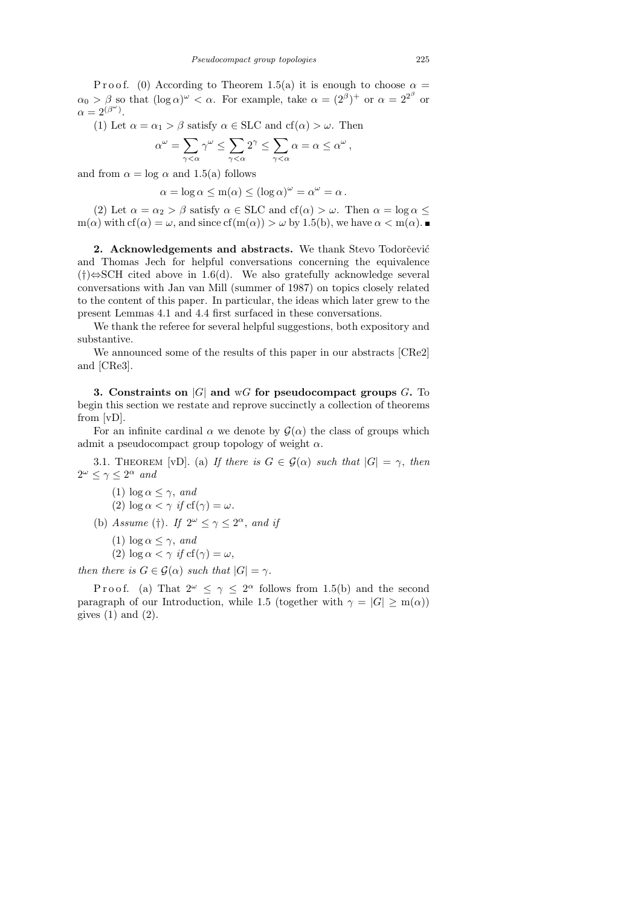P r o o f. (0) According to Theorem 1.5(a) it is enough to choose $\alpha = \alpha_0 > \beta$ so that $(\log \alpha)^\omega < \alpha$. For example, take $\alpha = (2^\beta)^+$ or $\alpha = 2^{2^\beta}$ or $\alpha = 2^{(\beta^\omega)}$.

(1) Let $\alpha = \alpha_1 > \beta$ satisfy $\alpha \in \mathrm{SLC}$ and $\mathrm{cf}(\alpha) > \omega$. Then

$$\alpha^\omega = \sum_{\gamma<\alpha} \gamma^\omega \le \sum_{\gamma<\alpha} 2^\gamma \le \sum_{\gamma<\alpha} \alpha = \alpha \le \alpha^\omega\,,$$

and from $\alpha = \log\,\alpha$ and 1.5(a) follows

$$\alpha = \log \alpha \le \mathrm{m}(\alpha) \le (\log \alpha)^\omega = \alpha^\omega = \alpha\,.$$

(2) Let $\alpha = \alpha_2 > \beta$ satisfy $\alpha \in \mathrm{SLC}$ and $\mathrm{cf}(\alpha) > \omega$. Then $\alpha = \log \alpha \le \mathrm{m}(\alpha)$ with $\mathrm{cf}(\alpha) = \omega$, and since $\mathrm{cf}(\mathrm{m}(\alpha)) > \omega$ by 1.5(b), we have $\alpha < \mathrm{m}(\alpha)$. ∎

**2. Acknowledgements and abstracts.** We thank Stevo Todorčević and Thomas Jech for helpful conversations concerning the equivalence (†)⇔SCH cited above in 1.6(d). We also gratefully acknowledge several conversations with Jan van Mill (summer of 1987) on topics closely related to the content of this paper. In particular, the ideas which later grew to the present Lemmas 4.1 and 4.4 first surfaced in these conversations.

We thank the referee for several helpful suggestions, both expository and substantive.

We announced some of the results of this paper in our abstracts [CRe2] and [CRe3].

**3. Constraints on $|G|$ and $\mathrm{w}G$ for pseudocompact groups $G$.** To begin this section we restate and reprove succinctly a collection of theorems from [vD].

For an infinite cardinal $\alpha$ we denote by $\mathcal{G}(\alpha)$ the class of groups which admit a pseudocompact group topology of weight $\alpha$.

3.1. Theorem [vD]. (a) *If there is $G \in \mathcal{G}(\alpha)$ such that $|G| = \gamma$, then $2^\omega \le \gamma \le 2^\alpha$ and*

(1) $\log \alpha \le \gamma$, *and*

(2) $\log \alpha < \gamma$ *if* $\mathrm{cf}(\gamma) = \omega$.

(b) *Assume* (†). *If $2^\omega \le \gamma \le 2^\alpha$, and if*

(1) $\log \alpha \le \gamma$, *and*

(2) $\log \alpha < \gamma$ *if* $\mathrm{cf}(\gamma) = \omega$,

*then there is $G \in \mathcal{G}(\alpha)$ such that $|G| = \gamma$.*

P r o o f. (a) That $2^\omega \le \gamma \le 2^\alpha$ follows from 1.5(b) and the second paragraph of our Introduction, while 1.5 (together with $\gamma = |G| \ge \mathrm{m}(\alpha)$) gives (1) and (2).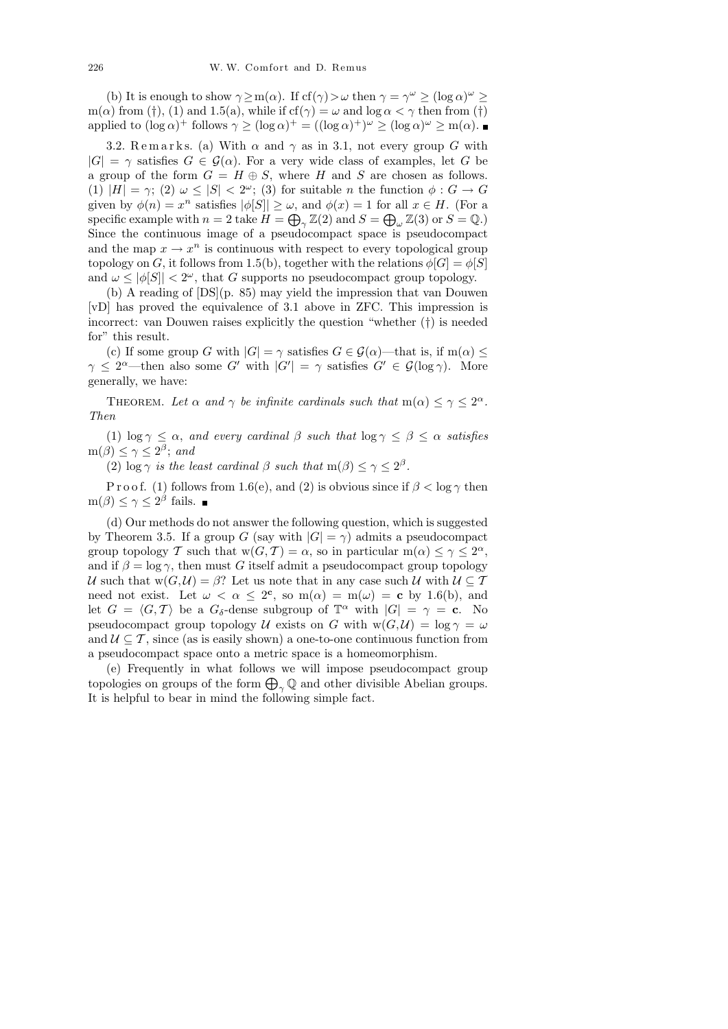(b) It is enough to show $\gamma \ge \mathrm{m}(\alpha)$. If $\mathrm{cf}(\gamma) > \omega$ then $\gamma = \gamma^\omega \ge (\log\alpha)^\omega \ge \mathrm{m}(\alpha)$ from (†), (1) and 1.5(a), while if $\mathrm{cf}(\gamma) = \omega$ and $\log\alpha < \gamma$ then from (†) applied to $(\log\alpha)^+$ follows $\gamma \ge (\log\alpha)^+ = ((\log\alpha)^+)^\omega \ge (\log\alpha)^\omega \ge \mathrm{m}(\alpha)$. ■

3.2. Remarks. (a) With $\alpha$ and $\gamma$ as in 3.1, not every group $G$ with $|G| = \gamma$ satisfies $G \in \mathcal{G}(\alpha)$. For a very wide class of examples, let $G$ be a group of the form $G = H \oplus S$, where $H$ and $S$ are chosen as follows. (1) $|H| = \gamma$; (2) $\omega \le |S| < 2^\omega$; (3) for suitable $n$ the function $\phi : G \to G$ given by $\phi(n) = x^n$ satisfies $|\phi[S]| \ge \omega$, and $\phi(x) = 1$ for all $x \in H$. (For a specific example with $n = 2$ take $H = \bigoplus_\gamma \mathbb{Z}(2)$ and $S = \bigoplus_\omega \mathbb{Z}(3)$ or $S = \mathbb{Q}$.) Since the continuous image of a pseudocompact space is pseudocompact and the map $x \to x^n$ is continuous with respect to every topological group topology on $G$, it follows from 1.5(b), together with the relations $\phi[G] = \phi[S]$ and $\omega \le |\phi[S]| < 2^\omega$, that $G$ supports no pseudocompact group topology.

(b) A reading of [DS](p. 85) may yield the impression that van Douwen [vD] has proved the equivalence of 3.1 above in ZFC. This impression is incorrect: van Douwen raises explicitly the question "whether (†) is needed for" this result.

(c) If some group $G$ with $|G| = \gamma$ satisfies $G \in \mathcal{G}(\alpha)$—that is, if $\mathrm{m}(\alpha) \le \gamma \le 2^\alpha$—then also some $G'$ with $|G'| = \gamma$ satisfies $G' \in \mathcal{G}(\log\gamma)$. More generally, we have:

Theorem. *Let $\alpha$ and $\gamma$ be infinite cardinals such that $\mathrm{m}(\alpha) \le \gamma \le 2^\alpha$. Then*

(1) *$\log\gamma \le \alpha$, and every cardinal $\beta$ such that $\log\gamma \le \beta \le \alpha$ satisfies $\mathrm{m}(\beta) \le \gamma \le 2^\beta$; and*

(2) *$\log\gamma$ is the least cardinal $\beta$ such that $\mathrm{m}(\beta) \le \gamma \le 2^\beta$.*

Proof. (1) follows from 1.6(e), and (2) is obvious since if $\beta < \log\gamma$ then $\mathrm{m}(\beta) \le \gamma \le 2^\beta$ fails. ■

(d) Our methods do not answer the following question, which is suggested by Theorem 3.5. If a group $G$ (say with $|G| = \gamma$) admits a pseudocompact group topology $\mathcal{T}$ such that $\mathrm{w}(G, \mathcal{T}) = \alpha$, so in particular $\mathrm{m}(\alpha) \le \gamma \le 2^\alpha$, and if $\beta = \log\gamma$, then must $G$ itself admit a pseudocompact group topology $\mathcal{U}$ such that $\mathrm{w}(G, \mathcal{U}) = \beta$? Let us note that in any case such $\mathcal{U}$ with $\mathcal{U} \subseteq \mathcal{T}$ need not exist. Let $\omega < \alpha \le 2^{\mathbf{c}}$, so $\mathrm{m}(\alpha) = \mathrm{m}(\omega) = \mathbf{c}$ by 1.6(b), and let $G = \langle G, \mathcal{T}\rangle$ be a $G_\delta$-dense subgroup of $\mathbb{T}^\alpha$ with $|G| = \gamma = \mathbf{c}$. No pseudocompact group topology $\mathcal{U}$ exists on $G$ with $\mathrm{w}(G, \mathcal{U}) = \log\gamma = \omega$ and $\mathcal{U} \subseteq \mathcal{T}$, since (as is easily shown) a one-to-one continuous function from a pseudocompact space onto a metric space is a homeomorphism.

(e) Frequently in what follows we will impose pseudocompact group topologies on groups of the form $\bigoplus_\gamma \mathbb{Q}$ and other divisible Abelian groups. It is helpful to bear in mind the following simple fact.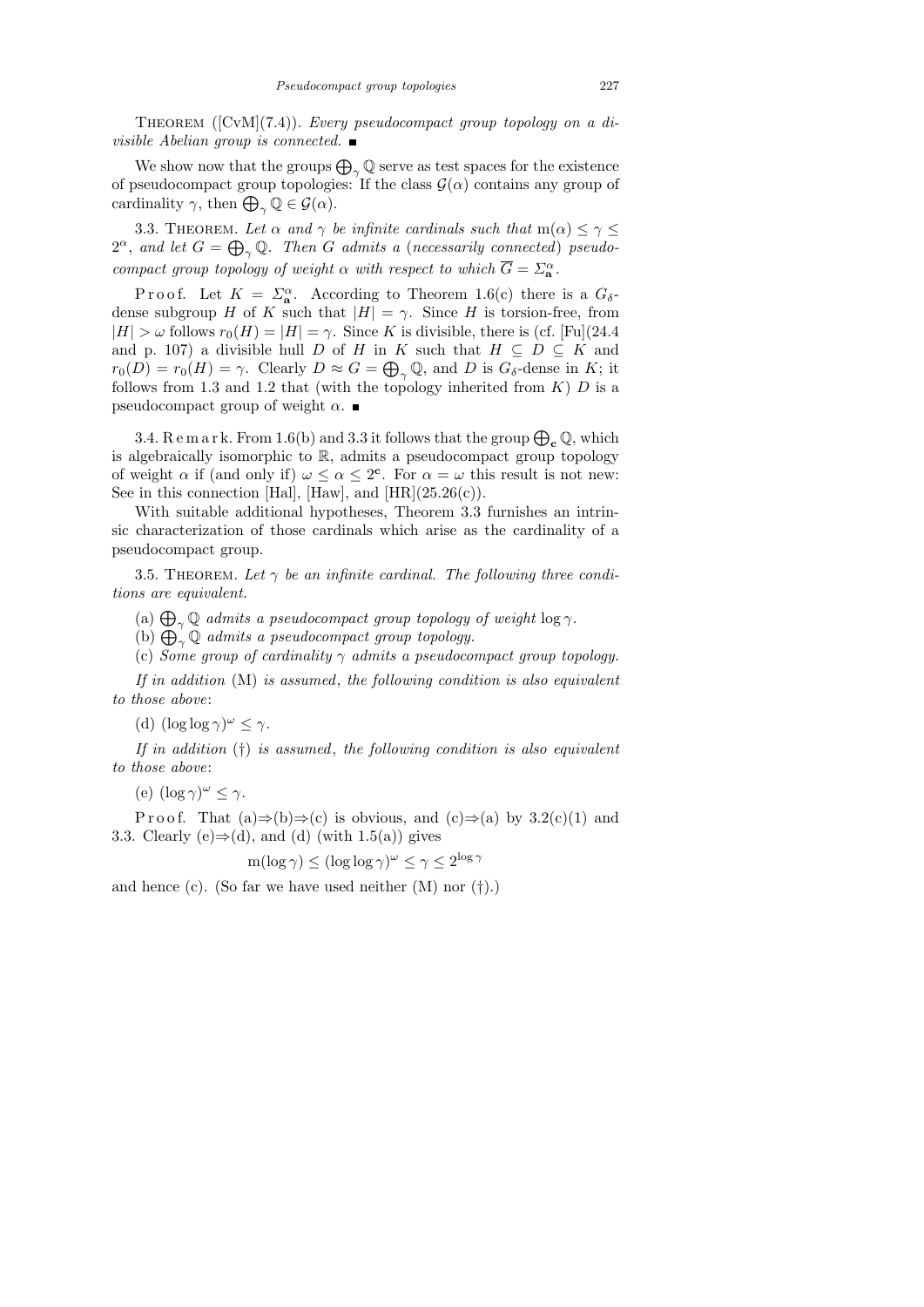THEOREM ([CvM](7.4)). *Every pseudocompact group topology on a divisible Abelian group is connected.* ■

We show now that the groups $\bigoplus_\gamma \mathbb{Q}$ serve as test spaces for the existence of pseudocompact group topologies: If the class $\mathcal{G}(\alpha)$ contains any group of cardinality $\gamma$, then $\bigoplus_\gamma \mathbb{Q} \in \mathcal{G}(\alpha)$.

3.3. THEOREM. *Let $\alpha$ and $\gamma$ be infinite cardinals such that $\mathrm{m}(\alpha) \le \gamma \le 2^\alpha$, and let $G = \bigoplus_\gamma \mathbb{Q}$. Then $G$ admits a (necessarily connected) pseudocompact group topology of weight $\alpha$ with respect to which $\overline{G} = \Sigma^\alpha_{\mathbf{a}}$.*

Proof. Let $K = \Sigma^\alpha_{\mathbf{a}}$. According to Theorem 1.6(c) there is a $G_\delta$-dense subgroup $H$ of $K$ such that $|H| = \gamma$. Since $H$ is torsion-free, from $|H| > \omega$ follows $r_0(H) = |H| = \gamma$. Since $K$ is divisible, there is (cf. [Fu](24.4 and p. 107) a divisible hull $D$ of $H$ in $K$ such that $H \subseteq D \subseteq K$ and $r_0(D) = r_0(H) = \gamma$. Clearly $D \approx G = \bigoplus_\gamma \mathbb{Q}$, and $D$ is $G_\delta$-dense in $K$; it follows from 1.3 and 1.2 that (with the topology inherited from $K$) $D$ is a pseudocompact group of weight $\alpha$. ■

3.4. Remark. From 1.6(b) and 3.3 it follows that the group $\bigoplus_{\mathfrak{c}} \mathbb{Q}$, which is algebraically isomorphic to $\mathbb{R}$, admits a pseudocompact group topology of weight $\alpha$ if (and only if) $\omega \le \alpha \le 2^{\mathfrak{c}}$. For $\alpha = \omega$ this result is not new: See in this connection [Hal], [Haw], and [HR](25.26(c)).

With suitable additional hypotheses, Theorem 3.3 furnishes an intrinsic characterization of those cardinals which arise as the cardinality of a pseudocompact group.

3.5. THEOREM. *Let $\gamma$ be an infinite cardinal. The following three conditions are equivalent.*

(a) *$\bigoplus_\gamma \mathbb{Q}$ admits a pseudocompact group topology of weight $\log \gamma$.*

(b) *$\bigoplus_\gamma \mathbb{Q}$ admits a pseudocompact group topology.*

(c) *Some group of cardinality $\gamma$ admits a pseudocompact group topology.*

*If in addition* (M) *is assumed, the following condition is also equivalent to those above*:

(d) $(\log \log \gamma)^\omega \le \gamma$.

*If in addition* (†) *is assumed, the following condition is also equivalent to those above*:

(e) $(\log \gamma)^\omega \le \gamma$.

Proof. That (a)⇒(b)⇒(c) is obvious, and (c)⇒(a) by 3.2(c)(1) and 3.3. Clearly (e)⇒(d), and (d) (with 1.5(a)) gives

$$\mathrm{m}(\log \gamma) \le (\log \log \gamma)^\omega \le \gamma \le 2^{\log \gamma}$$

and hence (c). (So far we have used neither (M) nor (†).)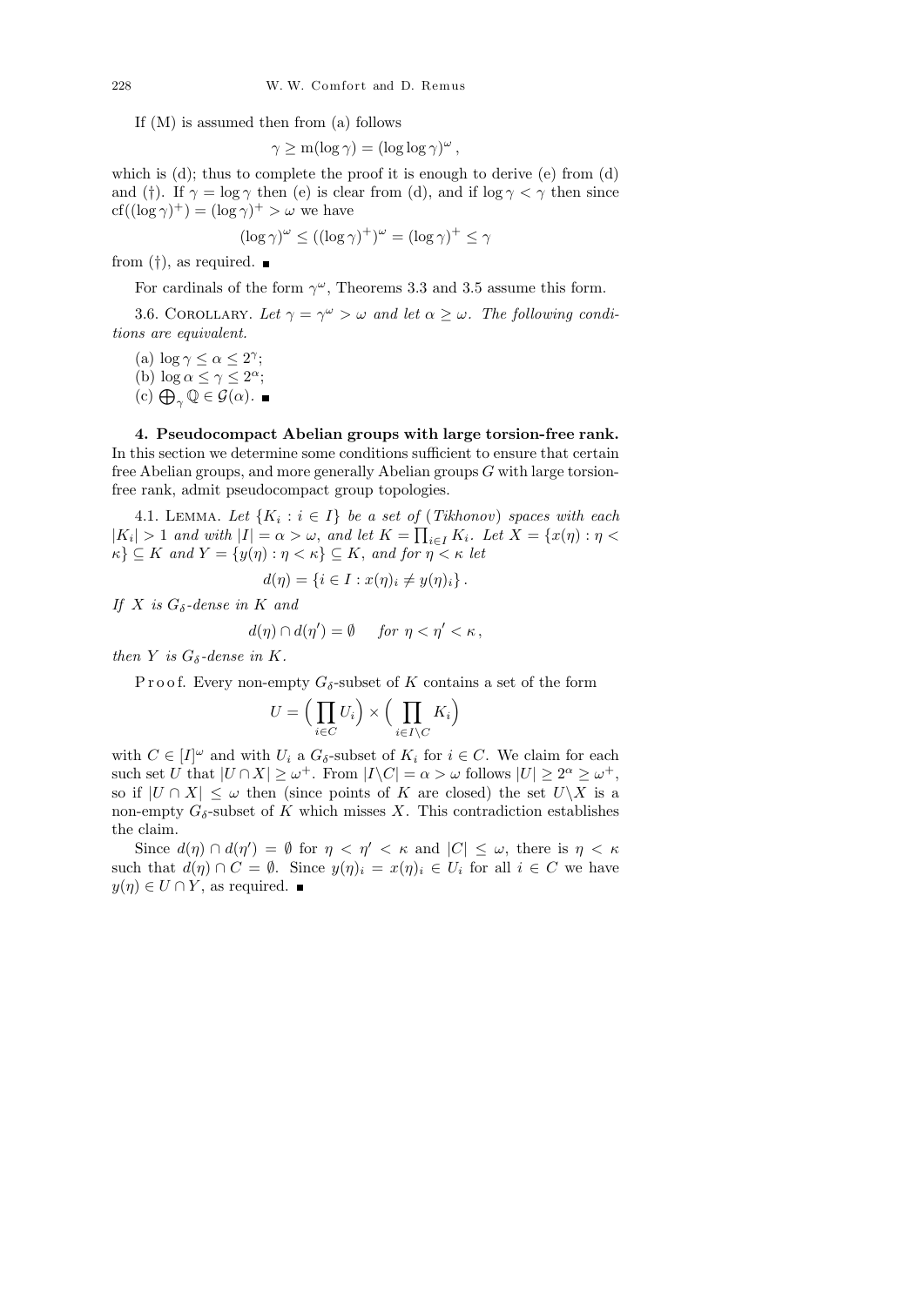If (M) is assumed then from (a) follows

$$\gamma \geq \mathrm{m}(\log \gamma) = (\log \log \gamma)^{\omega},$$

which is (d); thus to complete the proof it is enough to derive (e) from (d) and (†). If $\gamma = \log \gamma$ then (e) is clear from (d), and if $\log \gamma < \gamma$ then since $\mathrm{cf}((\log \gamma)^+) = (\log \gamma)^+ > \omega$ we have

$$(\log \gamma)^{\omega} \leq ((\log \gamma)^+)^{\omega} = (\log \gamma)^+ \leq \gamma$$

from (†), as required. ∎

For cardinals of the form $\gamma^{\omega}$, Theorems 3.3 and 3.5 assume this form.

3.6. Corollary. *Let $\gamma = \gamma^{\omega} > \omega$ and let $\alpha \geq \omega$. The following conditions are equivalent.*

(a) $\log \gamma \leq \alpha \leq 2^{\gamma}$;
(b) $\log \alpha \leq \gamma \leq 2^{\alpha}$;
(c) $\bigoplus_{\gamma} \mathbb{Q} \in \mathcal{G}(\alpha)$. ∎

## 4. Pseudocompact Abelian groups with large torsion-free rank.

In this section we determine some conditions sufficient to ensure that certain free Abelian groups, and more generally Abelian groups $G$ with large torsion-free rank, admit pseudocompact group topologies.

4.1. Lemma. *Let $\{K_i : i \in I\}$ be a set of (Tikhonov) spaces with each $|K_i| > 1$ and with $|I| = \alpha > \omega$, and let $K = \prod_{i \in I} K_i$. Let $X = \{x(\eta) : \eta < \kappa\} \subseteq K$ and $Y = \{y(\eta) : \eta < \kappa\} \subseteq K$, and for $\eta < \kappa$ let*

$$d(\eta) = \{i \in I : x(\eta)_i \neq y(\eta)_i\}.$$

*If $X$ is $G_{\delta}$-dense in $K$ and*

$$d(\eta) \cap d(\eta') = \emptyset \quad \text{for } \eta < \eta' < \kappa,$$

*then $Y$ is $G_{\delta}$-dense in $K$.*

Proof. Every non-empty $G_{\delta}$-subset of $K$ contains a set of the form

$$U = \Big(\prod_{i \in C} U_i\Big) \times \Big(\prod_{i \in I \setminus C} K_i\Big)$$

with $C \in [I]^{\omega}$ and with $U_i$ a $G_{\delta}$-subset of $K_i$ for $i \in C$. We claim for each such set $U$ that $|U \cap X| \geq \omega^+$. From $|I \setminus C| = \alpha > \omega$ follows $|U| \geq 2^{\alpha} \geq \omega^+$, so if $|U \cap X| \leq \omega$ then (since points of $K$ are closed) the set $U \setminus X$ is a non-empty $G_{\delta}$-subset of $K$ which misses $X$. This contradiction establishes the claim.

Since $d(\eta) \cap d(\eta') = \emptyset$ for $\eta < \eta' < \kappa$ and $|C| \leq \omega$, there is $\eta < \kappa$ such that $d(\eta) \cap C = \emptyset$. Since $y(\eta)_i = x(\eta)_i \in U_i$ for all $i \in C$ we have $y(\eta) \in U \cap Y$, as required. ∎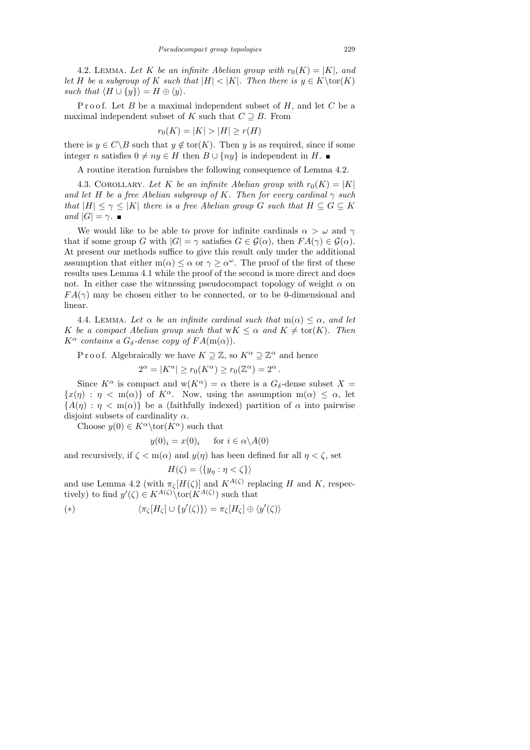4.2. Lemma. *Let $K$ be an infinite Abelian group with $r_0(K) = |K|$, and let $H$ be a subgroup of $K$ such that $|H| < |K|$. Then there is $y \in K \backslash \mathrm{tor}(K)$ such that $\langle H \cup \{y\} \rangle = H \oplus \langle y \rangle$.*

Proof. Let $B$ be a maximal independent subset of $H$, and let $C$ be a maximal independent subset of $K$ such that $C \supseteq B$. From

$$r_0(K) = |K| > |H| \geq r(H)$$

there is $y \in C \backslash B$ such that $y \notin \mathrm{tor}(K)$. Then $y$ is as required, since if some integer $n$ satisfies $0 \neq ny \in H$ then $B \cup \{ny\}$ is independent in $H$. ∎

A routine iteration furnishes the following consequence of Lemma 4.2.

4.3. Corollary. *Let $K$ be an infinite Abelian group with $r_0(K) = |K|$ and let $H$ be a free Abelian subgroup of $K$. Then for every cardinal $\gamma$ such that $|H| \leq \gamma \leq |K|$ there is a free Abelian group $G$ such that $H \subseteq G \subseteq K$ and $|G| = \gamma$.* ∎

We would like to be able to prove for infinite cardinals $\alpha > \omega$ and $\gamma$ that if some group $G$ with $|G| = \gamma$ satisfies $G \in \mathcal{G}(\alpha)$, then $FA(\gamma) \in \mathcal{G}(\alpha)$. At present our methods suffice to give this result only under the additional assumption that either $\mathrm{m}(\alpha) \leq \alpha$ or $\gamma \geq \alpha^\omega$. The proof of the first of these results uses Lemma 4.1 while the proof of the second is more direct and does not. In either case the witnessing pseudocompact topology of weight $\alpha$ on $FA(\gamma)$ may be chosen either to be connected, or to be 0-dimensional and linear.

4.4. Lemma. *Let $\alpha$ be an infinite cardinal such that $\mathrm{m}(\alpha) \leq \alpha$, and let $K$ be a compact Abelian group such that $\mathrm{w}K \leq \alpha$ and $K \neq \mathrm{tor}(K)$. Then $K^\alpha$ contains a $G_\delta$-dense copy of $FA(\mathrm{m}(\alpha))$.*

Proof. Algebraically we have $K \supseteq \mathbb{Z}$, so $K^\alpha \supseteq \mathbb{Z}^\alpha$ and hence

$$2^\alpha = |K^\alpha| \geq r_0(K^\alpha) \geq r_0(\mathbb{Z}^\alpha) = 2^\alpha .$$

Since $K^\alpha$ is compact and $\mathrm{w}(K^\alpha) = \alpha$ there is a $G_\delta$-dense subset $X = \{x(\eta) : \eta < \mathrm{m}(\alpha)\}$ of $K^\alpha$. Now, using the assumption $\mathrm{m}(\alpha) \leq \alpha$, let $\{A(\eta) : \eta < \mathrm{m}(\alpha)\}$ be a (faithfully indexed) partition of $\alpha$ into pairwise disjoint subsets of cardinality $\alpha$.

Choose $y(0) \in K^\alpha \backslash \mathrm{tor}(K^\alpha)$ such that

$$y(0)_i = x(0)_i \quad \text{ for } i \in \alpha \backslash A(0)$$

and recursively, if $\zeta < \mathrm{m}(\alpha)$ and $y(\eta)$ has been defined for all $\eta < \zeta$, set

$$H(\zeta) = \langle \{y_\eta : \eta < \zeta\} \rangle$$

and use Lemma 4.2 (with $\pi_\zeta[H(\zeta)]$ and $K^{A(\zeta)}$ replacing $H$ and $K$, respectively) to find $y'(\zeta) \in K^{A(\zeta)} \backslash \mathrm{tor}(K^{A(\zeta)})$ such that

$$(*) \qquad \langle \pi_\zeta[H_\zeta] \cup \{y'(\zeta)\} \rangle = \pi_\zeta[H_\zeta] \oplus \langle y'(\zeta) \rangle$$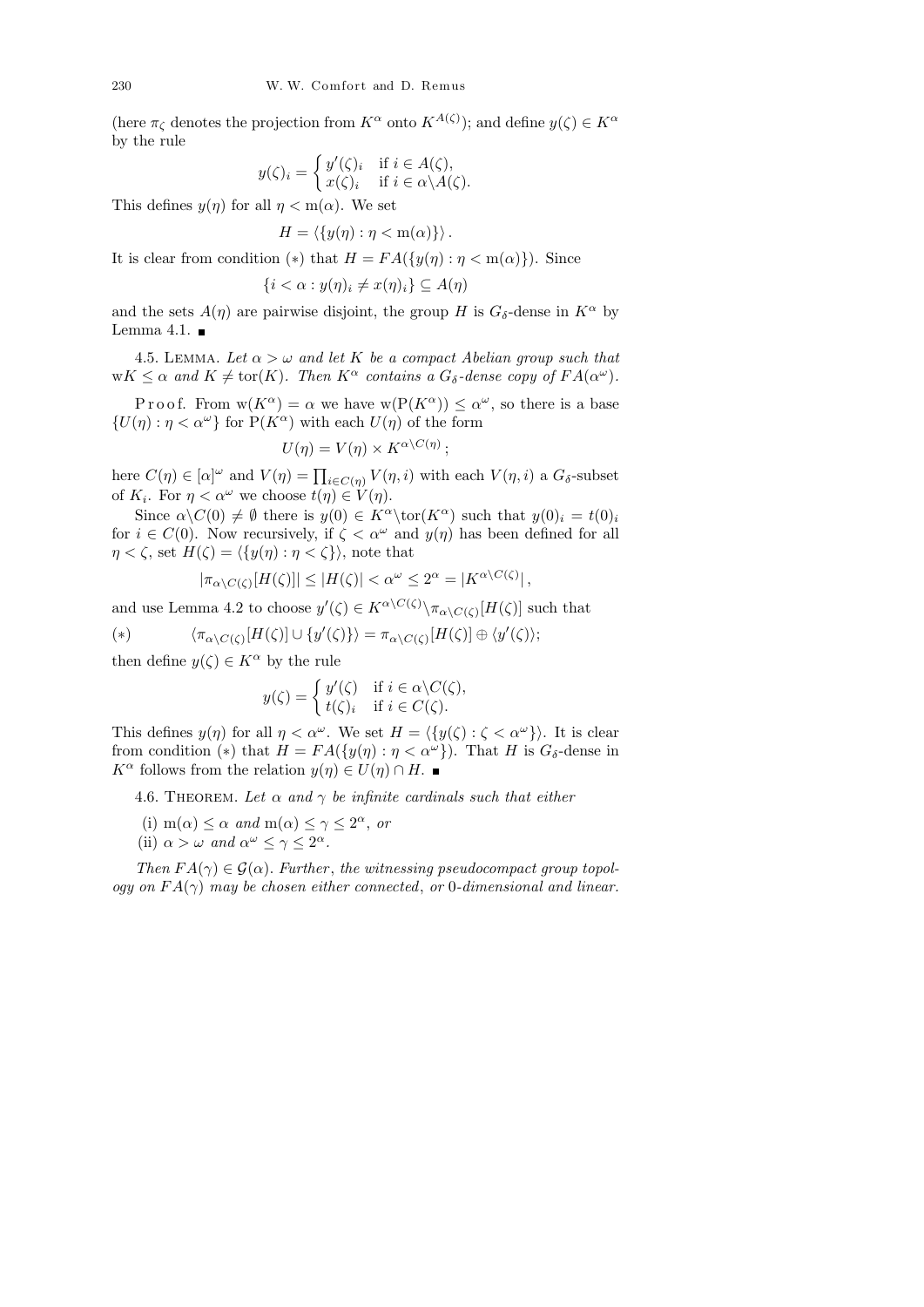(here $\pi_\zeta$ denotes the projection from $K^\alpha$ onto $K^{A(\zeta)}$); and define $y(\zeta) \in K^\alpha$ by the rule

$$y(\zeta)_i = \begin{cases} y'(\zeta)_i & \text{if } i \in A(\zeta), \\ x(\zeta)_i & \text{if } i \in \alpha \backslash A(\zeta). \end{cases}$$

This defines $y(\eta)$ for all $\eta < \mathrm{m}(\alpha)$. We set

$$H = \langle \{y(\eta) : \eta < \mathrm{m}(\alpha)\} \rangle .$$

It is clear from condition $(*)$ that $H = FA(\{y(\eta) : \eta < \mathrm{m}(\alpha)\})$. Since

$$\{i < \alpha : y(\eta)_i \neq x(\eta)_i\} \subseteq A(\eta)$$

and the sets $A(\eta)$ are pairwise disjoint, the group $H$ is $G_\delta$-dense in $K^\alpha$ by Lemma 4.1. ∎

4.5. Lemma. *Let $\alpha > \omega$ and let $K$ be a compact Abelian group such that $\mathrm{w}K \leq \alpha$ and $K \neq \mathrm{tor}(K)$. Then $K^\alpha$ contains a $G_\delta$-dense copy of $FA(\alpha^\omega)$.*

Proof. From $\mathrm{w}(K^\alpha) = \alpha$ we have $\mathrm{w}(\mathrm{P}(K^\alpha)) \leq \alpha^\omega$, so there is a base $\{U(\eta) : \eta < \alpha^\omega\}$ for $\mathrm{P}(K^\alpha)$ with each $U(\eta)$ of the form

$$U(\eta) = V(\eta) \times K^{\alpha \backslash C(\eta)} ;$$

here $C(\eta) \in [\alpha]^\omega$ and $V(\eta) = \prod_{i \in C(\eta)} V(\eta, i)$ with each $V(\eta, i)$ a $G_\delta$-subset of $K_i$. For $\eta < \alpha^\omega$ we choose $t(\eta) \in V(\eta)$.

Since $\alpha \backslash C(0) \neq \emptyset$ there is $y(0) \in K^\alpha \backslash \mathrm{tor}(K^\alpha)$ such that $y(0)_i = t(0)_i$ for $i \in C(0)$. Now recursively, if $\zeta < \alpha^\omega$ and $y(\eta)$ has been defined for all $\eta < \zeta$, set $H(\zeta) = \langle \{y(\eta) : \eta < \zeta\} \rangle$, note that

$$|\pi_{\alpha \backslash C(\zeta)}[H(\zeta)]| \leq |H(\zeta)| < \alpha^\omega \leq 2^\alpha = |K^{\alpha \backslash C(\zeta)}| ,$$

and use Lemma 4.2 to choose $y'(\zeta) \in K^{\alpha \backslash C(\zeta)} \backslash \pi_{\alpha \backslash C(\zeta)}[H(\zeta)]$ such that

$$(*) \qquad \langle \pi_{\alpha \backslash C(\zeta)}[H(\zeta)] \cup \{y'(\zeta)\} \rangle = \pi_{\alpha \backslash C(\zeta)}[H(\zeta)] \oplus \langle y'(\zeta) \rangle ;$$

then define $y(\zeta) \in K^\alpha$ by the rule

$$y(\zeta) = \begin{cases} y'(\zeta) & \text{if } i \in \alpha \backslash C(\zeta), \\ t(\zeta)_i & \text{if } i \in C(\zeta). \end{cases}$$

This defines $y(\eta)$ for all $\eta < \alpha^\omega$. We set $H = \langle \{y(\zeta) : \zeta < \alpha^\omega\} \rangle$. It is clear from condition $(*)$ that $H = FA(\{y(\eta) : \eta < \alpha^\omega\})$. That $H$ is $G_\delta$-dense in $K^\alpha$ follows from the relation $y(\eta) \in U(\eta) \cap H$. ∎

4.6. Theorem. *Let $\alpha$ and $\gamma$ be infinite cardinals such that either*

(i) $\mathrm{m}(\alpha) \leq \alpha$ *and* $\mathrm{m}(\alpha) \leq \gamma \leq 2^\alpha$, *or*

(ii) $\alpha > \omega$ *and* $\alpha^\omega \leq \gamma \leq 2^\alpha$.

*Then $FA(\gamma) \in \mathcal{G}(\alpha)$. Further, the witnessing pseudocompact group topology on $FA(\gamma)$ may be chosen either connected, or 0-dimensional and linear.*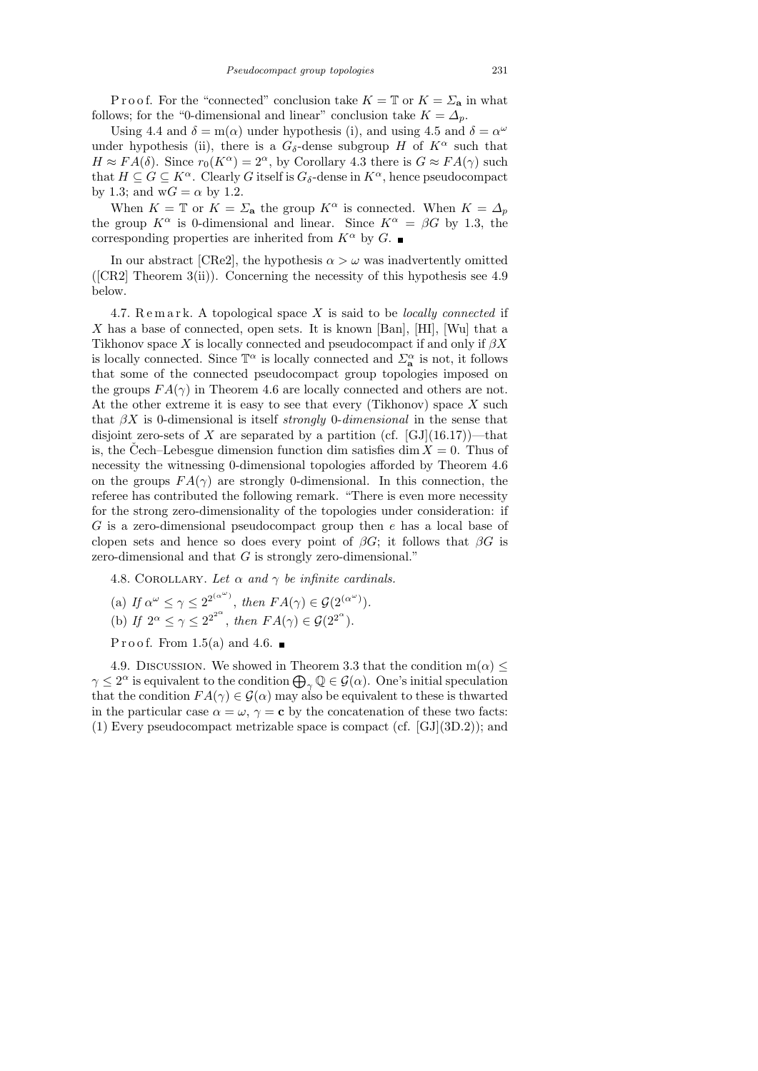Proof. For the "connected" conclusion take $K = \mathbb{T}$ or $K = \Sigma_{\mathbf{a}}$ in what follows; for the "0-dimensional and linear" conclusion take $K = \Delta_p$.

Using 4.4 and $\delta = \mathrm{m}(\alpha)$ under hypothesis (i), and using 4.5 and $\delta = \alpha^\omega$ under hypothesis (ii), there is a $G_\delta$-dense subgroup $H$ of $K^\alpha$ such that $H \approx FA(\delta)$. Since $r_0(K^\alpha) = 2^\alpha$, by Corollary 4.3 there is $G \approx FA(\gamma)$ such that $H \subseteq G \subseteq K^\alpha$. Clearly $G$ itself is $G_\delta$-dense in $K^\alpha$, hence pseudocompact by 1.3; and $\mathrm{w}G = \alpha$ by 1.2.

When $K = \mathbb{T}$ or $K = \Sigma_{\mathbf{a}}$ the group $K^\alpha$ is connected. When $K = \Delta_p$ the group $K^\alpha$ is 0-dimensional and linear. Since $K^\alpha = \beta G$ by 1.3, the corresponding properties are inherited from $K^\alpha$ by $G$. ■

In our abstract [CRe2], the hypothesis $\alpha > \omega$ was inadvertently omitted ([CR2] Theorem 3(ii)). Concerning the necessity of this hypothesis see 4.9 below.

4.7. Remark. A topological space $X$ is said to be *locally connected* if $X$ has a base of connected, open sets. It is known [Ban], [HI], [Wu] that a Tikhonov space $X$ is locally connected and pseudocompact if and only if $\beta X$ is locally connected. Since $\mathbb{T}^\alpha$ is locally connected and $\Sigma_{\mathbf{a}}^\alpha$ is not, it follows that some of the connected pseudocompact group topologies imposed on the groups $FA(\gamma)$ in Theorem 4.6 are locally connected and others are not. At the other extreme it is easy to see that every (Tikhonov) space $X$ such that $\beta X$ is 0-dimensional is itself *strongly 0-dimensional* in the sense that disjoint zero-sets of $X$ are separated by a partition (cf. [GJ](16.17))—that is, the Čech–Lebesgue dimension function dim satisfies $\dim X = 0$. Thus of necessity the witnessing 0-dimensional topologies afforded by Theorem 4.6 on the groups $FA(\gamma)$ are strongly 0-dimensional. In this connection, the referee has contributed the following remark. "There is even more necessity for the strong zero-dimensionality of the topologies under consideration: if $G$ is a zero-dimensional pseudocompact group then $e$ has a local base of clopen sets and hence so does every point of $\beta G$; it follows that $\beta G$ is zero-dimensional and that $G$ is strongly zero-dimensional."

4.8. Corollary. *Let $\alpha$ and $\gamma$ be infinite cardinals.*

(a) *If* $\alpha^\omega \le \gamma \le 2^{2^{(\alpha^\omega)}}$, *then* $FA(\gamma) \in \mathcal{G}(2^{(\alpha^\omega)})$.

(b) *If* $2^\alpha \le \gamma \le 2^{2^{2^\alpha}}$, *then* $FA(\gamma) \in \mathcal{G}(2^{2^\alpha})$.

Proof. From 1.5(a) and 4.6. ■

4.9. Discussion. We showed in Theorem 3.3 that the condition $\mathrm{m}(\alpha) \le \gamma \le 2^\alpha$ is equivalent to the condition $\bigoplus_\gamma \mathbb{Q} \in \mathcal{G}(\alpha)$. One's initial speculation that the condition $FA(\gamma) \in \mathcal{G}(\alpha)$ may also be equivalent to these is thwarted in the particular case $\alpha = \omega$, $\gamma = \mathbf{c}$ by the concatenation of these two facts: (1) Every pseudocompact metrizable space is compact (cf. [GJ](3D.2)); and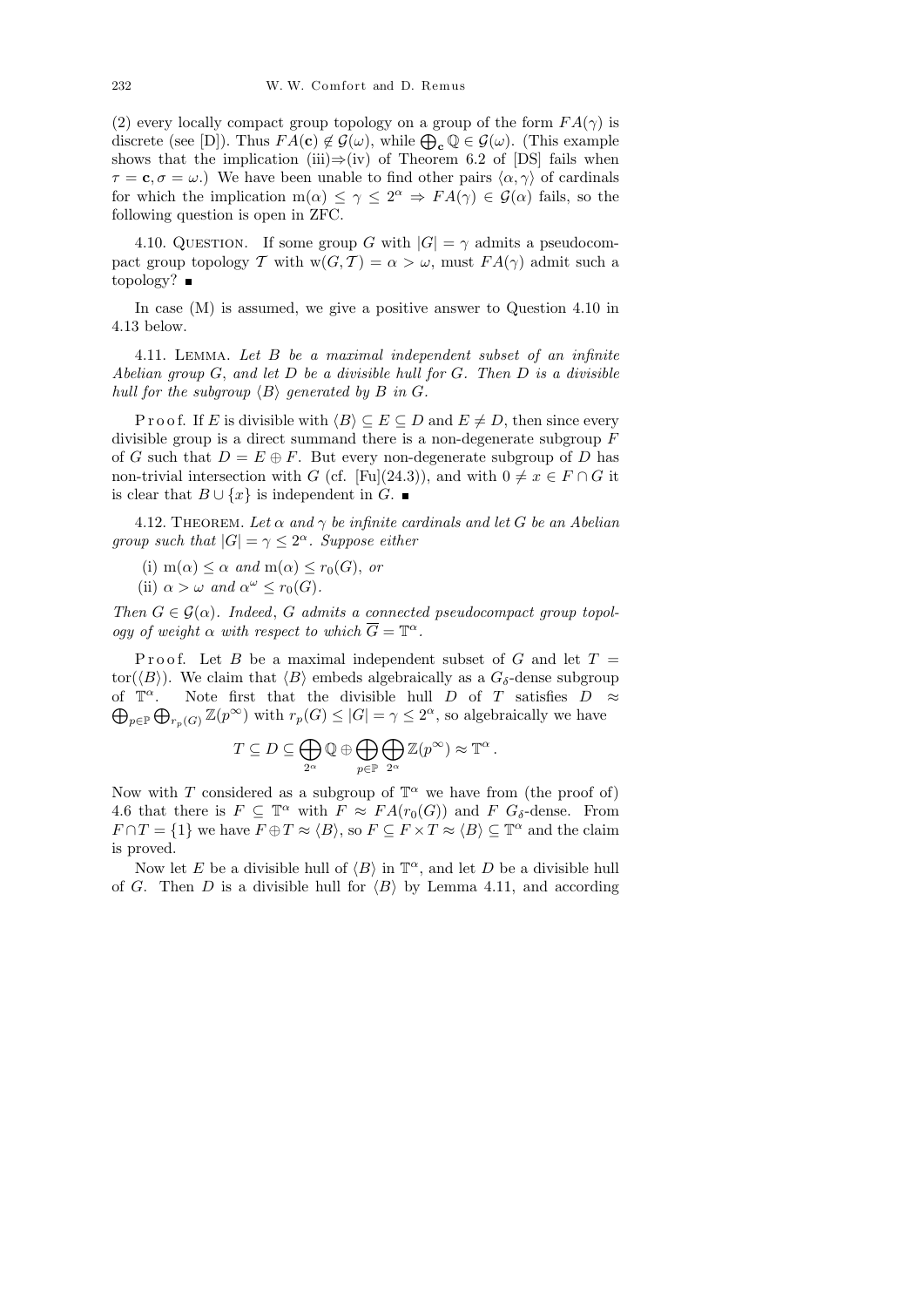(2) every locally compact group topology on a group of the form $FA(\gamma)$ is discrete (see [D]). Thus $FA(\mathbf{c}) \notin \mathcal{G}(\omega)$, while $\bigoplus_{\mathbf{c}} \mathbb{Q} \in \mathcal{G}(\omega)$. (This example shows that the implication (iii)⇒(iv) of Theorem 6.2 of [DS] fails when $\tau = \mathbf{c}, \sigma = \omega$.) We have been unable to find other pairs $\langle \alpha, \gamma \rangle$ of cardinals for which the implication $\mathrm{m}(\alpha) \leq \gamma \leq 2^\alpha \Rightarrow FA(\gamma) \in \mathcal{G}(\alpha)$ fails, so the following question is open in ZFC.

4.10. Question. If some group $G$ with $|G| = \gamma$ admits a pseudocompact group topology $\mathcal{T}$ with $\mathrm{w}(G, \mathcal{T}) = \alpha > \omega$, must $FA(\gamma)$ admit such a topology? ∎

In case (M) is assumed, we give a positive answer to Question 4.10 in 4.13 below.

4.11. Lemma. *Let $B$ be a maximal independent subset of an infinite Abelian group $G$, and let $D$ be a divisible hull for $G$. Then $D$ is a divisible hull for the subgroup $\langle B \rangle$ generated by $B$ in $G$.*

Proof. If $E$ is divisible with $\langle B \rangle \subseteq E \subseteq D$ and $E \neq D$, then since every divisible group is a direct summand there is a non-degenerate subgroup $F$ of $G$ such that $D = E \oplus F$. But every non-degenerate subgroup of $D$ has non-trivial intersection with $G$ (cf. [Fu](24.3)), and with $0 \neq x \in F \cap G$ it is clear that $B \cup \{x\}$ is independent in $G$. ∎

4.12. Theorem. *Let $\alpha$ and $\gamma$ be infinite cardinals and let $G$ be an Abelian group such that $|G| = \gamma \leq 2^\alpha$. Suppose either*

(i) $\mathrm{m}(\alpha) \leq \alpha$ *and* $\mathrm{m}(\alpha) \leq r_0(G)$, *or*

(ii) $\alpha > \omega$ *and* $\alpha^\omega \leq r_0(G)$.

*Then $G \in \mathcal{G}(\alpha)$. Indeed, $G$ admits a connected pseudocompact group topology of weight $\alpha$ with respect to which $\overline{G} = \mathbb{T}^\alpha$.*

Proof. Let $B$ be a maximal independent subset of $G$ and let $T = \mathrm{tor}(\langle B \rangle)$. We claim that $\langle B \rangle$ embeds algebraically as a $G_\delta$-dense subgroup of $\mathbb{T}^\alpha$. Note first that the divisible hull $D$ of $T$ satisfies $D \approx \bigoplus_{p \in \mathbb{P}} \bigoplus_{r_p(G)} \mathbb{Z}(p^\infty)$ with $r_p(G) \leq |G| = \gamma \leq 2^\alpha$, so algebraically we have

$$T \subseteq D \subseteq \bigoplus_{2^\alpha} \mathbb{Q} \oplus \bigoplus_{p \in \mathbb{P}} \bigoplus_{2^\alpha} \mathbb{Z}(p^\infty) \approx \mathbb{T}^\alpha .$$

Now with $T$ considered as a subgroup of $\mathbb{T}^\alpha$ we have from (the proof of) 4.6 that there is $F \subseteq \mathbb{T}^\alpha$ with $F \approx FA(r_0(G))$ and $F$ $G_\delta$-dense. From $F \cap T = \{1\}$ we have $F \oplus T \approx \langle B \rangle$, so $F \subseteq F \times T \approx \langle B \rangle \subseteq \mathbb{T}^\alpha$ and the claim is proved.

Now let $E$ be a divisible hull of $\langle B \rangle$ in $\mathbb{T}^\alpha$, and let $D$ be a divisible hull of $G$. Then $D$ is a divisible hull for $\langle B \rangle$ by Lemma 4.11, and according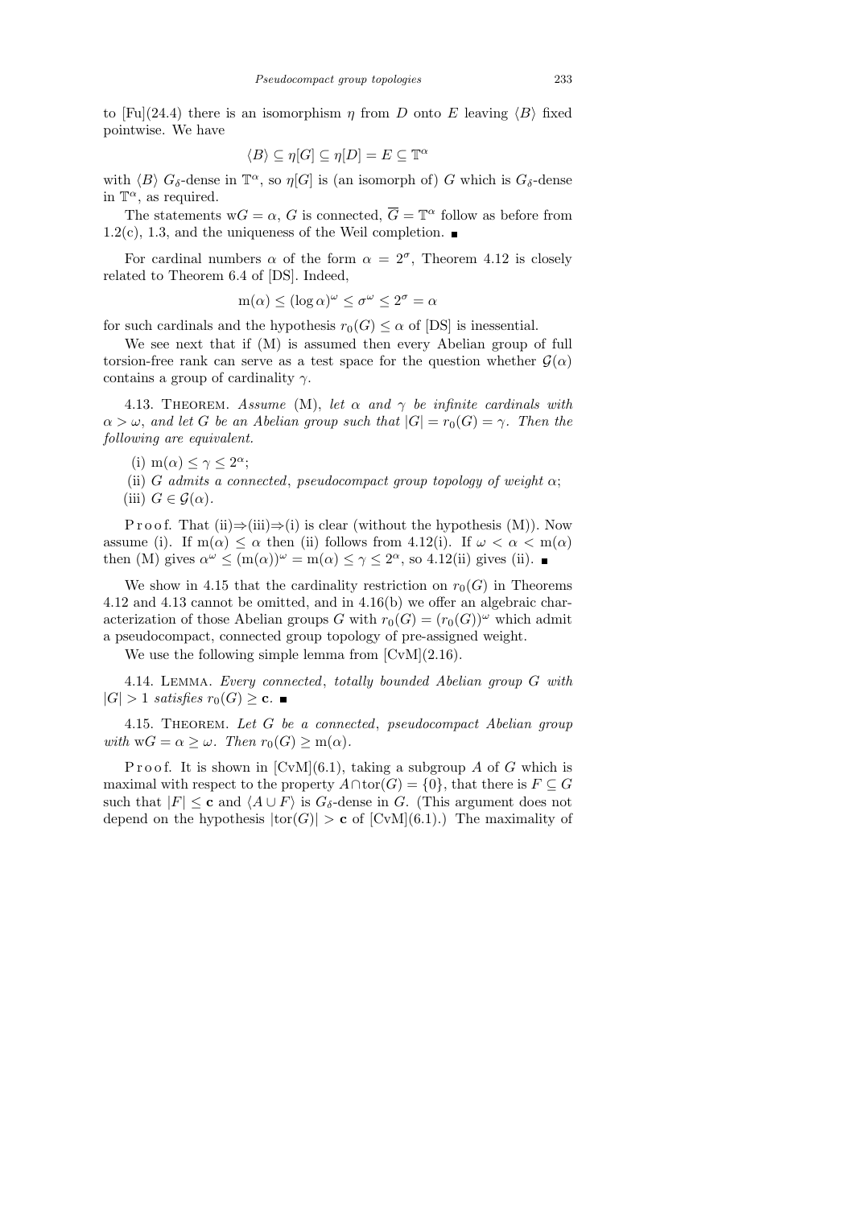to [Fu](24.4) there is an isomorphism $\eta$ from $D$ onto $E$ leaving $\langle B\rangle$ fixed pointwise. We have

$$\langle B\rangle \subseteq \eta[G] \subseteq \eta[D] = E \subseteq \mathbb{T}^\alpha$$

with $\langle B\rangle$ $G_\delta$-dense in $\mathbb{T}^\alpha$, so $\eta[G]$ is (an isomorph of) $G$ which is $G_\delta$-dense in $\mathbb{T}^\alpha$, as required.

The statements $\mathrm{w}G = \alpha$, $G$ is connected, $\overline{G} = \mathbb{T}^\alpha$ follow as before from 1.2(c), 1.3, and the uniqueness of the Weil completion. ∎

For cardinal numbers $\alpha$ of the form $\alpha = 2^\sigma$, Theorem 4.12 is closely related to Theorem 6.4 of [DS]. Indeed,

$$\mathrm{m}(\alpha) \le (\log \alpha)^\omega \le \sigma^\omega \le 2^\sigma = \alpha$$

for such cardinals and the hypothesis $r_0(G) \le \alpha$ of [DS] is inessential.

We see next that if (M) is assumed then every Abelian group of full torsion-free rank can serve as a test space for the question whether $\mathcal{G}(\alpha)$ contains a group of cardinality $\gamma$.

4.13. Theorem. *Assume* (M), *let $\alpha$ and $\gamma$ be infinite cardinals with $\alpha > \omega$, and let $G$ be an Abelian group such that $|G| = r_0(G) = \gamma$. Then the following are equivalent.*

(i) $\mathrm{m}(\alpha) \le \gamma \le 2^\alpha$;

(ii) *$G$ admits a connected, pseudocompact group topology of weight $\alpha$;*

(iii) $G \in \mathcal{G}(\alpha)$.

Proof. That (ii)⇒(iii)⇒(i) is clear (without the hypothesis (M)). Now assume (i). If $\mathrm{m}(\alpha) \le \alpha$ then (ii) follows from 4.12(i). If $\omega < \alpha < \mathrm{m}(\alpha)$ then (M) gives $\alpha^\omega \le (\mathrm{m}(\alpha))^\omega = \mathrm{m}(\alpha) \le \gamma \le 2^\alpha$, so 4.12(ii) gives (ii). ∎

We show in 4.15 that the cardinality restriction on $r_0(G)$ in Theorems 4.12 and 4.13 cannot be omitted, and in 4.16(b) we offer an algebraic characterization of those Abelian groups $G$ with $r_0(G) = (r_0(G))^\omega$ which admit a pseudocompact, connected group topology of pre-assigned weight.

We use the following simple lemma from [CvM](2.16).

4.14. Lemma. *Every connected, totally bounded Abelian group $G$ with $|G| > 1$ satisfies $r_0(G) \ge \mathbf{c}$.* ∎

4.15. Theorem. *Let $G$ be a connected, pseudocompact Abelian group with $\mathrm{w}G = \alpha \ge \omega$. Then $r_0(G) \ge \mathrm{m}(\alpha)$.*

Proof. It is shown in [CvM](6.1), taking a subgroup $A$ of $G$ which is maximal with respect to the property $A \cap \mathrm{tor}(G) = \{0\}$, that there is $F \subseteq G$ such that $|F| \le \mathbf{c}$ and $\langle A \cup F\rangle$ is $G_\delta$-dense in $G$. (This argument does not depend on the hypothesis $|\mathrm{tor}(G)| > \mathbf{c}$ of [CvM](6.1).) The maximality of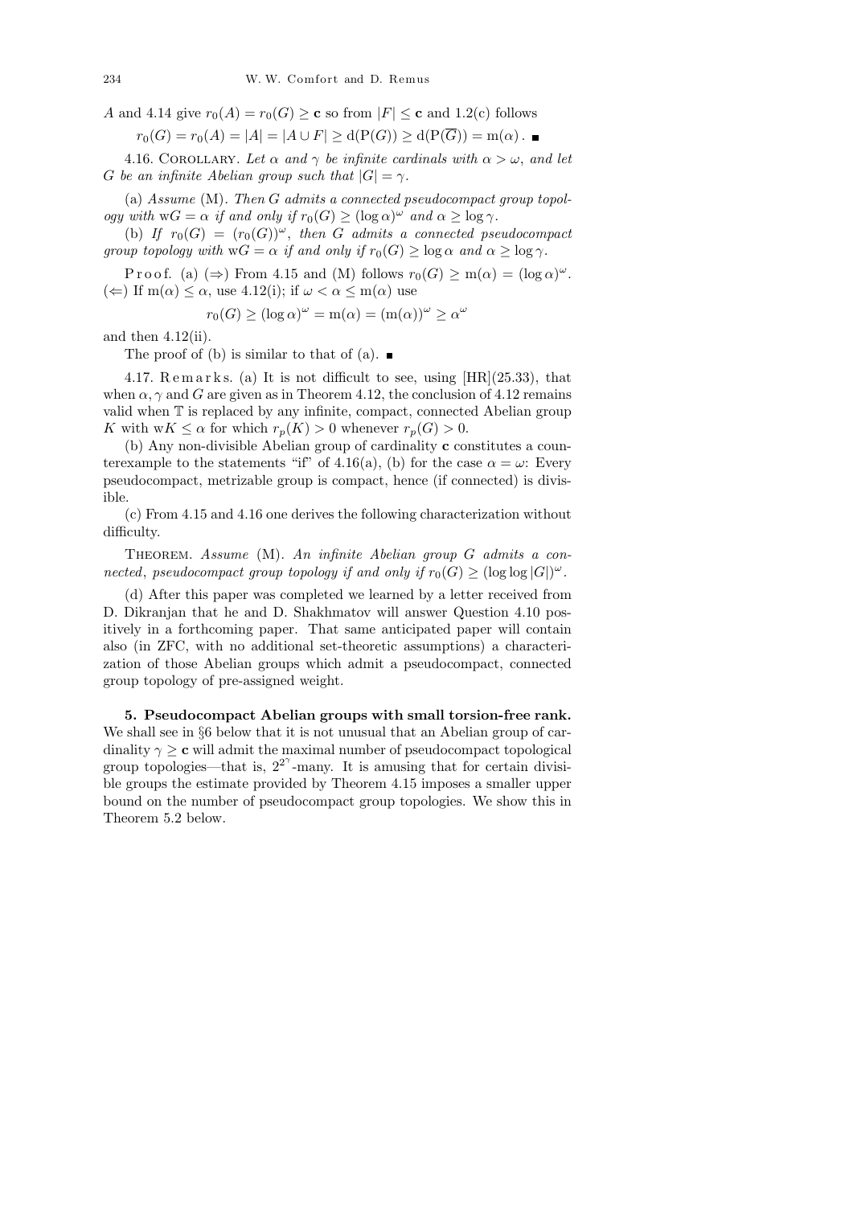$A$ and 4.14 give $r_0(A) = r_0(G) \geq \mathbf{c}$ so from $|F| \leq \mathbf{c}$ and 1.2(c) follows

$$r_0(G) = r_0(A) = |A| = |A \cup F| \geq \mathrm{d}(\mathrm{P}(G)) \geq \mathrm{d}(\mathrm{P}(\overline{G})) = \mathrm{m}(\alpha)\,. \ \blacksquare$$

4.16. Corollary. *Let $\alpha$ and $\gamma$ be infinite cardinals with $\alpha > \omega$, and let $G$ be an infinite Abelian group such that $|G| = \gamma$.*

(a) *Assume* (M). *Then $G$ admits a connected pseudocompact group topology with $\mathrm{w}G = \alpha$ if and only if $r_0(G) \geq (\log \alpha)^\omega$ and $\alpha \geq \log \gamma$.*

(b) *If $r_0(G) = (r_0(G))^\omega$, then $G$ admits a connected pseudocompact group topology with $\mathrm{w}G = \alpha$ if and only if $r_0(G) \geq \log \alpha$ and $\alpha \geq \log \gamma$.*

Proof. (a) ($\Rightarrow$) From 4.15 and (M) follows $r_0(G) \geq \mathrm{m}(\alpha) = (\log \alpha)^\omega$. ($\Leftarrow$) If $\mathrm{m}(\alpha) \leq \alpha$, use 4.12(i); if $\omega < \alpha \leq \mathrm{m}(\alpha)$ use

$$r_0(G) \geq (\log \alpha)^\omega = \mathrm{m}(\alpha) = (\mathrm{m}(\alpha))^\omega \geq \alpha^\omega$$

and then 4.12(ii).

The proof of (b) is similar to that of (a). $\blacksquare$

4.17. Remarks. (a) It is not difficult to see, using [HR](25.33), that when $\alpha, \gamma$ and $G$ are given as in Theorem 4.12, the conclusion of 4.12 remains valid when $\mathbb{T}$ is replaced by any infinite, compact, connected Abelian group $K$ with $\mathrm{w}K \leq \alpha$ for which $r_p(K) > 0$ whenever $r_p(G) > 0$.

(b) Any non-divisible Abelian group of cardinality $\mathbf{c}$ constitutes a counterexample to the statements "if" of 4.16(a), (b) for the case $\alpha = \omega$: Every pseudocompact, metrizable group is compact, hence (if connected) is divisible.

(c) From 4.15 and 4.16 one derives the following characterization without difficulty.

Theorem. *Assume* (M). *An infinite Abelian group $G$ admits a connected, pseudocompact group topology if and only if $r_0(G) \geq (\log \log |G|)^\omega$.*

(d) After this paper was completed we learned by a letter received from D. Dikranjan that he and D. Shakhmatov will answer Question 4.10 positively in a forthcoming paper. That same anticipated paper will contain also (in ZFC, with no additional set-theoretic assumptions) a characterization of those Abelian groups which admit a pseudocompact, connected group topology of pre-assigned weight.

**5. Pseudocompact Abelian groups with small torsion-free rank.** We shall see in §6 below that it is not unusual that an Abelian group of cardinality $\gamma \geq \mathbf{c}$ will admit the maximal number of pseudocompact topological group topologies—that is, $2^{2^\gamma}$-many. It is amusing that for certain divisible groups the estimate provided by Theorem 4.15 imposes a smaller upper bound on the number of pseudocompact group topologies. We show this in Theorem 5.2 below.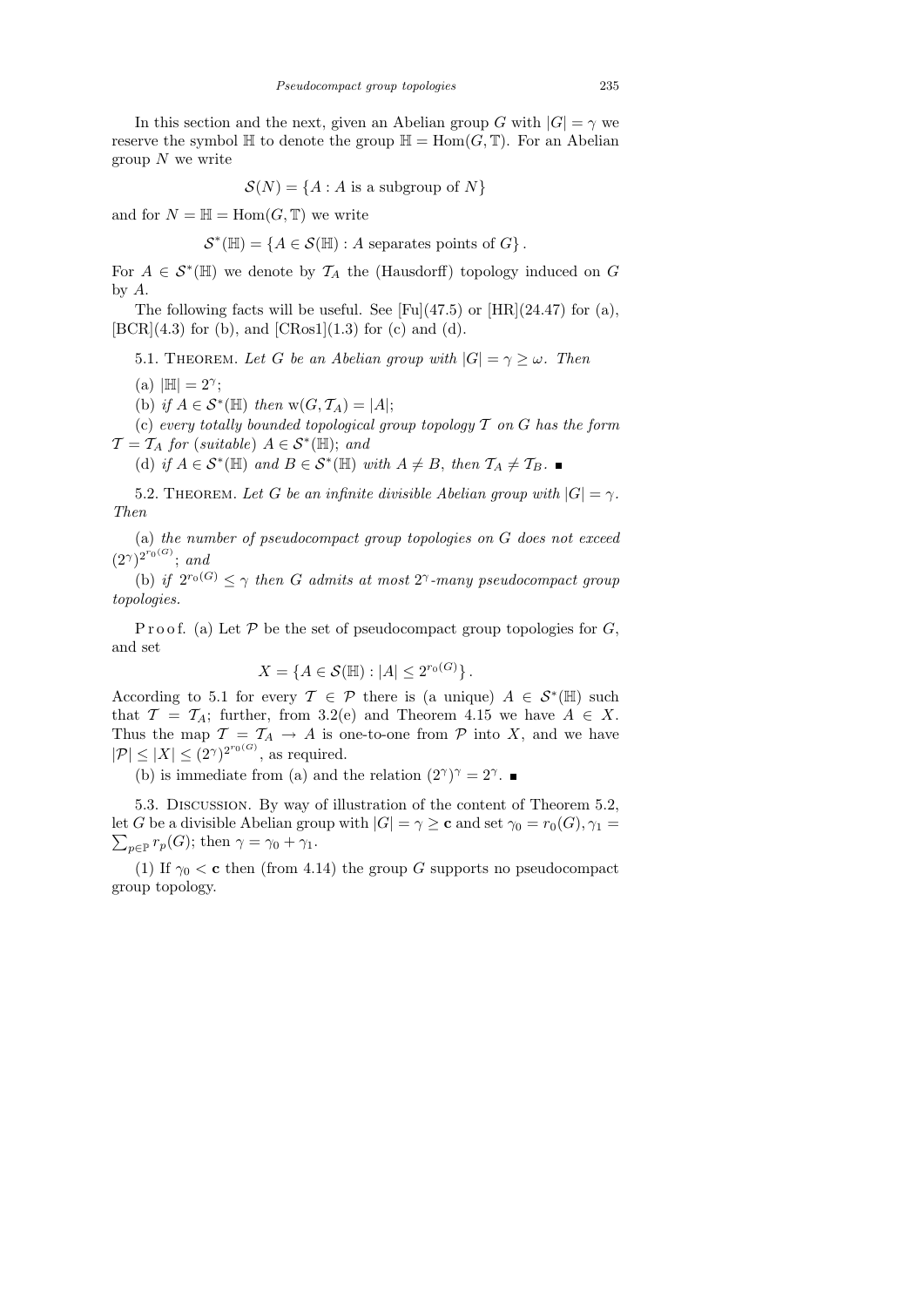In this section and the next, given an Abelian group $G$ with $|G| = \gamma$ we reserve the symbol $\mathbb{H}$ to denote the group $\mathbb{H} = \mathrm{Hom}(G, \mathbb{T})$. For an Abelian group $N$ we write

$$\mathcal{S}(N) = \{A : A \text{ is a subgroup of } N\}$$

and for $N = \mathbb{H} = \mathrm{Hom}(G, \mathbb{T})$ we write

$$\mathcal{S}^*(\mathbb{H}) = \{A \in \mathcal{S}(\mathbb{H}) : A \text{ separates points of } G\}.$$

For $A \in \mathcal{S}^*(\mathbb{H})$ we denote by $\mathcal{T}_A$ the (Hausdorff) topology induced on $G$ by $A$.

The following facts will be useful. See [Fu](47.5) or [HR](24.47) for (a), [BCR](4.3) for (b), and [CRos1](1.3) for (c) and (d).

5.1. Theorem. *Let $G$ be an Abelian group with $|G| = \gamma \geq \omega$. Then*

(a) $|\mathbb{H}| = 2^\gamma$;

(b) *if $A \in \mathcal{S}^*(\mathbb{H})$ then $\mathrm{w}(G, \mathcal{T}_A) = |A|$;*

(c) *every totally bounded topological group topology $\mathcal{T}$ on $G$ has the form $\mathcal{T} = \mathcal{T}_A$ for* (*suitable*) *$A \in \mathcal{S}^*(\mathbb{H})$; and*

(d) *if $A \in \mathcal{S}^*(\mathbb{H})$ and $B \in \mathcal{S}^*(\mathbb{H})$ with $A \neq B$, then $\mathcal{T}_A \neq \mathcal{T}_B$.* ∎

5.2. Theorem. *Let $G$ be an infinite divisible Abelian group with $|G| = \gamma$. Then*

(a) *the number of pseudocompact group topologies on $G$ does not exceed $(2^\gamma)^{2^{r_0(G)}}$; and*

(b) *if $2^{r_0(G)} \leq \gamma$ then $G$ admits at most $2^\gamma$-many pseudocompact group topologies.*

Proof. (a) Let $\mathcal{P}$ be the set of pseudocompact group topologies for $G$, and set

$$X = \{A \in \mathcal{S}(\mathbb{H}) : |A| \leq 2^{r_0(G)}\}.$$

According to 5.1 for every $\mathcal{T} \in \mathcal{P}$ there is (a unique) $A \in \mathcal{S}^*(\mathbb{H})$ such that $\mathcal{T} = \mathcal{T}_A$; further, from 3.2(e) and Theorem 4.15 we have $A \in X$. Thus the map $\mathcal{T} = \mathcal{T}_A \to A$ is one-to-one from $\mathcal{P}$ into $X$, and we have $|\mathcal{P}| \leq |X| \leq (2^\gamma)^{2^{r_0(G)}}$, as required.

(b) is immediate from (a) and the relation $(2^\gamma)^\gamma = 2^\gamma$. ∎

5.3. Discussion. By way of illustration of the content of Theorem 5.2, let $G$ be a divisible Abelian group with $|G| = \gamma \geq \mathbf{c}$ and set $\gamma_0 = r_0(G), \gamma_1 = \sum_{p \in \mathbb{P}} r_p(G)$; then $\gamma = \gamma_0 + \gamma_1$.

(1) If $\gamma_0 < \mathbf{c}$ then (from 4.14) the group $G$ supports no pseudocompact group topology.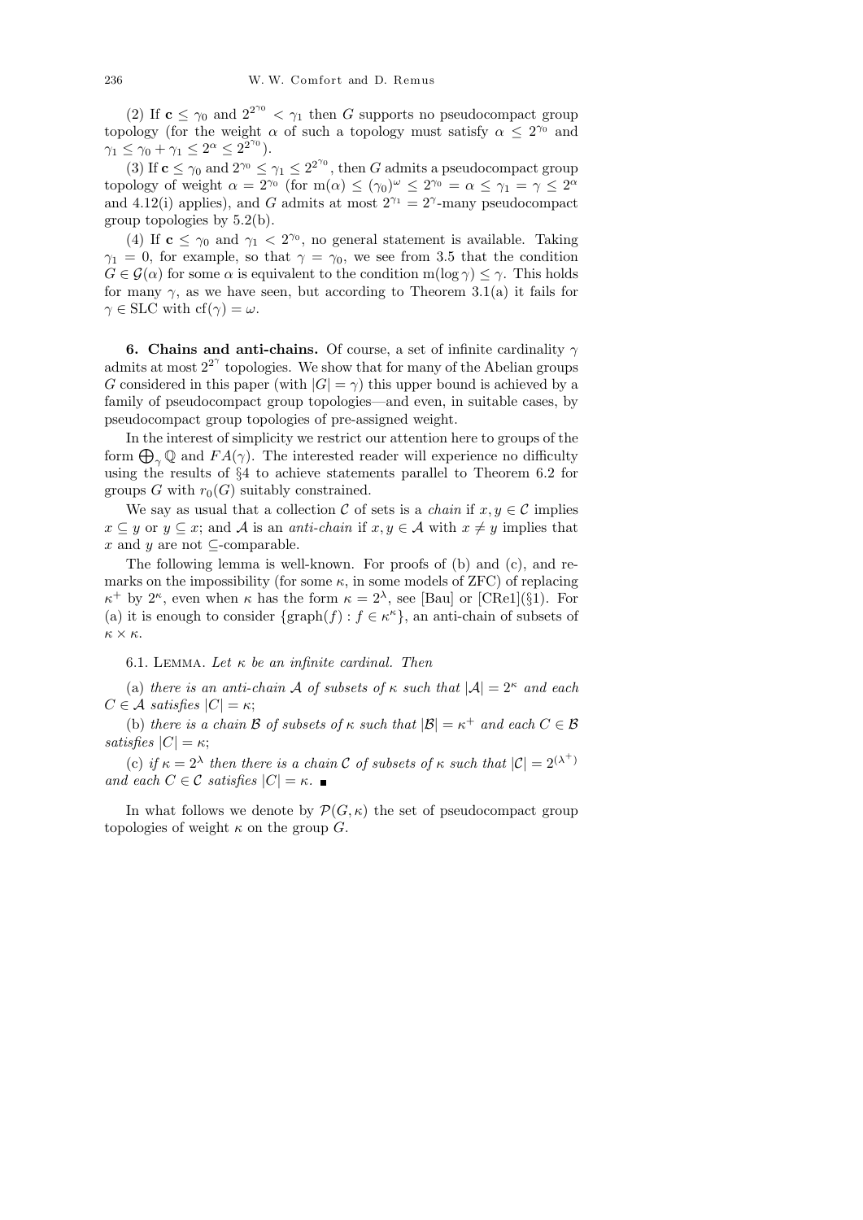(2) If $\mathbf{c} \le \gamma_0$ and $2^{2^{\gamma_0}} < \gamma_1$ then $G$ supports no pseudocompact group topology (for the weight $\alpha$ of such a topology must satisfy $\alpha \le 2^{\gamma_0}$ and $\gamma_1 \le \gamma_0 + \gamma_1 \le 2^{\alpha} \le 2^{2^{\gamma_0}}$).

(3) If $\mathbf{c} \le \gamma_0$ and $2^{\gamma_0} \le \gamma_1 \le 2^{2^{\gamma_0}}$, then $G$ admits a pseudocompact group topology of weight $\alpha = 2^{\gamma_0}$ (for $\mathrm{m}(\alpha) \le (\gamma_0)^{\omega} \le 2^{\gamma_0} = \alpha \le \gamma_1 = \gamma \le 2^{\alpha}$ and 4.12(i) applies), and $G$ admits at most $2^{\gamma_1} = 2^{\gamma}$-many pseudocompact group topologies by 5.2(b).

(4) If $\mathbf{c} \le \gamma_0$ and $\gamma_1 < 2^{\gamma_0}$, no general statement is available. Taking $\gamma_1 = 0$, for example, so that $\gamma = \gamma_0$, we see from 3.5 that the condition $G \in \mathcal{G}(\alpha)$ for some $\alpha$ is equivalent to the condition $\mathrm{m}(\log \gamma) \le \gamma$. This holds for many $\gamma$, as we have seen, but according to Theorem 3.1(a) it fails for $\gamma \in \mathrm{SLC}$ with $\mathrm{cf}(\gamma) = \omega$.

**6. Chains and anti-chains.** Of course, a set of infinite cardinality $\gamma$ admits at most $2^{2^{\gamma}}$ topologies. We show that for many of the Abelian groups $G$ considered in this paper (with $|G| = \gamma$) this upper bound is achieved by a family of pseudocompact group topologies—and even, in suitable cases, by pseudocompact group topologies of pre-assigned weight.

In the interest of simplicity we restrict our attention here to groups of the form $\bigoplus_{\gamma} \mathbb{Q}$ and $FA(\gamma)$. The interested reader will experience no difficulty using the results of §4 to achieve statements parallel to Theorem 6.2 for groups $G$ with $r_0(G)$ suitably constrained.

We say as usual that a collection $\mathcal{C}$ of sets is a *chain* if $x, y \in \mathcal{C}$ implies $x \subseteq y$ or $y \subseteq x$; and $\mathcal{A}$ is an *anti-chain* if $x, y \in \mathcal{A}$ with $x \ne y$ implies that $x$ and $y$ are not $\subseteq$-comparable.

The following lemma is well-known. For proofs of (b) and (c), and remarks on the impossibility (for some $\kappa$, in some models of ZFC) of replacing $\kappa^+$ by $2^{\kappa}$, even when $\kappa$ has the form $\kappa = 2^{\lambda}$, see [Bau] or [CRe1](§1). For (a) it is enough to consider $\{\mathrm{graph}(f) : f \in \kappa^{\kappa}\}$, an anti-chain of subsets of $\kappa \times \kappa$.

6.1. Lemma. *Let $\kappa$ be an infinite cardinal. Then*

(a) *there is an anti-chain $\mathcal{A}$ of subsets of $\kappa$ such that $|\mathcal{A}| = 2^{\kappa}$ and each $C \in \mathcal{A}$ satisfies $|C| = \kappa$;*

(b) *there is a chain $\mathcal{B}$ of subsets of $\kappa$ such that $|\mathcal{B}| = \kappa^+$ and each $C \in \mathcal{B}$ satisfies $|C| = \kappa$;*

(c) *if $\kappa = 2^{\lambda}$ then there is a chain $\mathcal{C}$ of subsets of $\kappa$ such that $|\mathcal{C}| = 2^{(\lambda^+)}$ and each $C \in \mathcal{C}$ satisfies $|C| = \kappa$.* ∎

In what follows we denote by $\mathcal{P}(G, \kappa)$ the set of pseudocompact group topologies of weight $\kappa$ on the group $G$.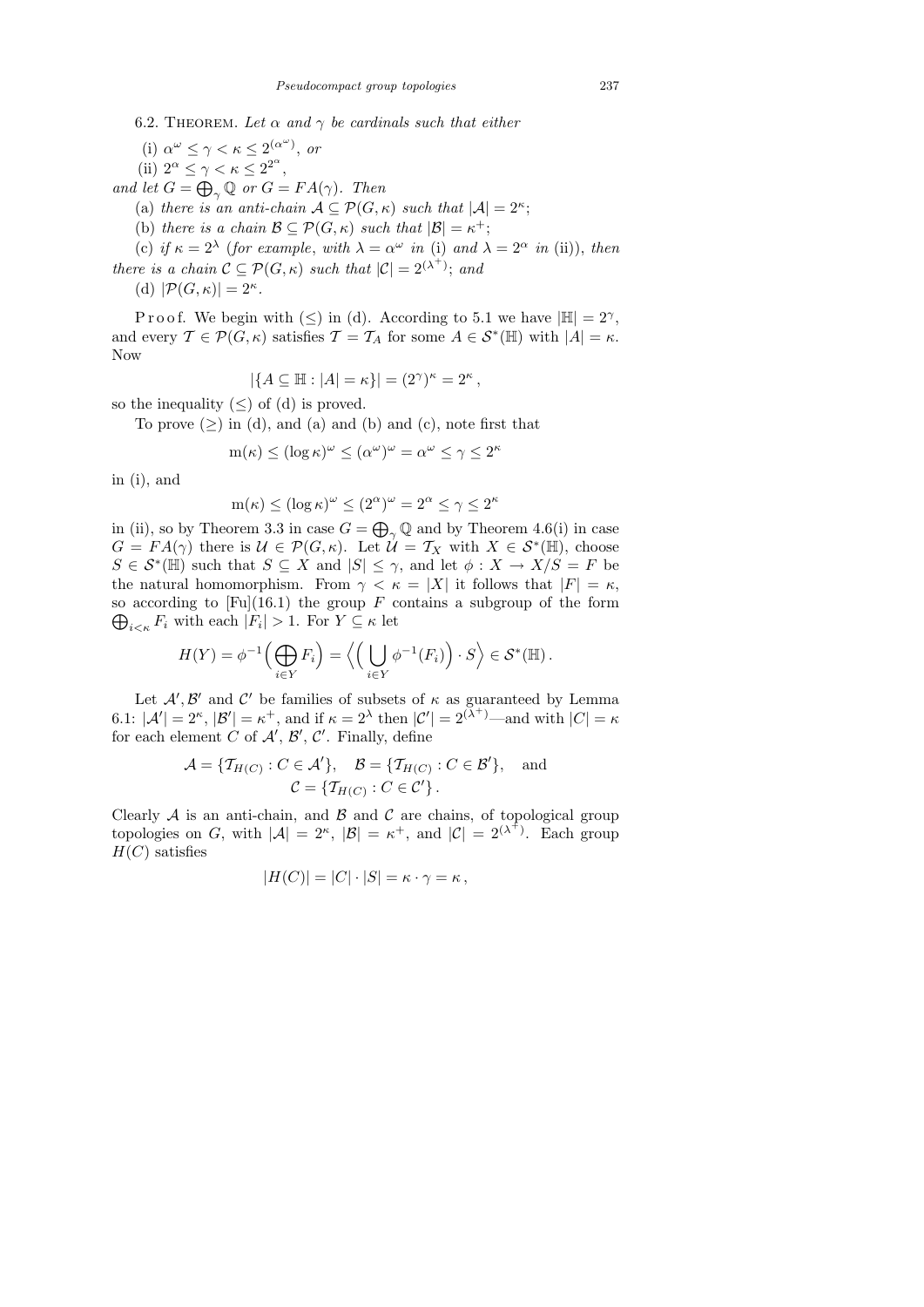6.2. THEOREM. *Let $\alpha$ and $\gamma$ be cardinals such that either*

(i) $\alpha^\omega \le \gamma < \kappa \le 2^{(\alpha^\omega)}$, *or*

(ii) $2^\alpha \le \gamma < \kappa \le 2^{2^\alpha}$,

*and let $G = \bigoplus_\gamma \mathbb{Q}$ or $G = FA(\gamma)$. Then*

(a) *there is an anti-chain $\mathcal{A} \subseteq \mathcal{P}(G,\kappa)$ such that $|\mathcal{A}| = 2^\kappa$;*

(b) *there is a chain $\mathcal{B} \subseteq \mathcal{P}(G,\kappa)$ such that $|\mathcal{B}| = \kappa^+$;*

(c) *if $\kappa = 2^\lambda$ (for example, with $\lambda = \alpha^\omega$ in* (i) *and $\lambda = 2^\alpha$ in* (ii)), *then there is a chain $\mathcal{C} \subseteq \mathcal{P}(G,\kappa)$ such that $|\mathcal{C}| = 2^{(\lambda^+)}$; and*

(d) $|\mathcal{P}(G,\kappa)| = 2^\kappa$.

Proof. We begin with ($\le$) in (d). According to 5.1 we have $|\mathbb{H}| = 2^\gamma$, and every $\mathcal{T} \in \mathcal{P}(G,\kappa)$ satisfies $\mathcal{T} = \mathcal{T}_A$ for some $A \in \mathcal{S}^*(\mathbb{H})$ with $|A| = \kappa$. Now

$$|\{A \subseteq \mathbb{H} : |A| = \kappa\}| = (2^\gamma)^\kappa = 2^\kappa\,,$$

so the inequality ($\le$) of (d) is proved.

To prove ($\ge$) in (d), and (a) and (b) and (c), note first that

$$\mathrm{m}(\kappa) \le (\log \kappa)^\omega \le (\alpha^\omega)^\omega = \alpha^\omega \le \gamma \le 2^\kappa$$

in (i), and

$$\mathrm{m}(\kappa) \le (\log \kappa)^\omega \le (2^\alpha)^\omega = 2^\alpha \le \gamma \le 2^\kappa$$

in (ii), so by Theorem 3.3 in case $G = \bigoplus_\gamma \mathbb{Q}$ and by Theorem 4.6(i) in case $G = FA(\gamma)$ there is $\mathcal{U} \in \mathcal{P}(G,\kappa)$. Let $\mathcal{U} = \mathcal{T}_X$ with $X \in \mathcal{S}^*(\mathbb{H})$, choose $S \in \mathcal{S}^*(\mathbb{H})$ such that $S \subseteq X$ and $|S| \le \gamma$, and let $\phi : X \to X/S = F$ be the natural homomorphism. From $\gamma < \kappa = |X|$ it follows that $|F| = \kappa$, so according to [Fu](16.1) the group $F$ contains a subgroup of the form $\bigoplus_{i<\kappa} F_i$ with each $|F_i| > 1$. For $Y \subseteq \kappa$ let

$$H(Y) = \phi^{-1}\Big(\bigoplus_{i\in Y} F_i\Big) = \Big\langle\Big(\bigcup_{i\in Y}\phi^{-1}(F_i)\Big)\cdot S\Big\rangle \in \mathcal{S}^*(\mathbb{H})\,.$$

Let $\mathcal{A}', \mathcal{B}'$ and $\mathcal{C}'$ be families of subsets of $\kappa$ as guaranteed by Lemma 6.1: $|\mathcal{A}'| = 2^\kappa$, $|\mathcal{B}'| = \kappa^+$, and if $\kappa = 2^\lambda$ then $|\mathcal{C}'| = 2^{(\lambda^+)}$—and with $|C| = \kappa$ for each element $C$ of $\mathcal{A}'$, $\mathcal{B}'$, $\mathcal{C}'$. Finally, define

$$\mathcal{A} = \{\mathcal{T}_{H(C)} : C \in \mathcal{A}'\}, \quad \mathcal{B} = \{\mathcal{T}_{H(C)} : C \in \mathcal{B}'\}, \quad \text{and}$$
$$\mathcal{C} = \{\mathcal{T}_{H(C)} : C \in \mathcal{C}'\}\,.$$

Clearly $\mathcal{A}$ is an anti-chain, and $\mathcal{B}$ and $\mathcal{C}$ are chains, of topological group topologies on $G$, with $|\mathcal{A}| = 2^\kappa$, $|\mathcal{B}| = \kappa^+$, and $|\mathcal{C}| = 2^{(\lambda^+)}$. Each group $H(C)$ satisfies

$$|H(C)| = |C| \cdot |S| = \kappa \cdot \gamma = \kappa\,,$$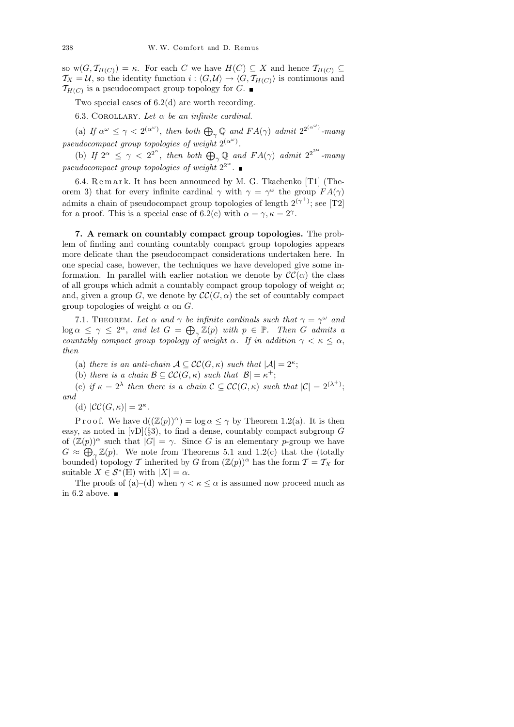so $w(G, \mathcal{T}_{H(C)}) = \kappa$. For each $C$ we have $H(C) \subseteq X$ and hence $\mathcal{T}_{H(C)} \subseteq \mathcal{T}_X = \mathcal{U}$, so the identity function $i : \langle G, \mathcal{U} \rangle \to \langle G, \mathcal{T}_{H(C)} \rangle$ is continuous and $\mathcal{T}_{H(C)}$ is a pseudocompact group topology for $G$. ■

Two special cases of 6.2(d) are worth recording.

6.3. Corollary. *Let $\alpha$ be an infinite cardinal.*

(a) *If $\alpha^\omega \leq \gamma < 2^{(\alpha^\omega)}$, then both $\bigoplus_\gamma \mathbb{Q}$ and $FA(\gamma)$ admit $2^{2^{(\alpha^\omega)}}$-many pseudocompact group topologies of weight $2^{(\alpha^\omega)}$.*

(b) *If $2^\alpha \leq \gamma < 2^{2^\alpha}$, then both $\bigoplus_\gamma \mathbb{Q}$ and $FA(\gamma)$ admit $2^{2^{2^\alpha}}$-many pseudocompact group topologies of weight $2^{2^\alpha}$.* ■

6.4. Remark. It has been announced by M. G. Tkachenko [T1] (Theorem 3) that for every infinite cardinal $\gamma$ with $\gamma = \gamma^\omega$ the group $FA(\gamma)$ admits a chain of pseudocompact group topologies of length $2^{(\gamma^+)}$; see [T2] for a proof. This is a special case of 6.2(c) with $\alpha = \gamma, \kappa = 2^\gamma$.

**7. A remark on countably compact group topologies.** The problem of finding and counting countably compact group topologies appears more delicate than the pseudocompact considerations undertaken here. In one special case, however, the techniques we have developed give some information. In parallel with earlier notation we denote by $\mathcal{CC}(\alpha)$ the class of all groups which admit a countably compact group topology of weight $\alpha$; and, given a group $G$, we denote by $\mathcal{CC}(G, \alpha)$ the set of countably compact group topologies of weight $\alpha$ on $G$.

7.1. Theorem. *Let $\alpha$ and $\gamma$ be infinite cardinals such that $\gamma = \gamma^\omega$ and $\log \alpha \leq \gamma \leq 2^\alpha$, and let $G = \bigoplus_\gamma \mathbb{Z}(p)$ with $p \in \mathbb{P}$. Then $G$ admits a countably compact group topology of weight $\alpha$. If in addition $\gamma < \kappa \leq \alpha$, then*

(a) *there is an anti-chain $\mathcal{A} \subseteq \mathcal{CC}(G, \kappa)$ such that $|\mathcal{A}| = 2^\kappa$;*

(b) *there is a chain $\mathcal{B} \subseteq \mathcal{CC}(G, \kappa)$ such that $|\mathcal{B}| = \kappa^+$;*

(c) *if $\kappa = 2^\lambda$ then there is a chain $\mathcal{C} \subseteq \mathcal{CC}(G, \kappa)$ such that $|\mathcal{C}| = 2^{(\lambda^+)}$; and*

(d) *$|\mathcal{CC}(G, \kappa)| = 2^\kappa$.*

Proof. We have $d((\mathbb{Z}(p))^\alpha) = \log \alpha \leq \gamma$ by Theorem 1.2(a). It is then easy, as noted in [vD](§3), to find a dense, countably compact subgroup $G$ of $(\mathbb{Z}(p))^\alpha$ such that $|G| = \gamma$. Since $G$ is an elementary $p$-group we have $G \approx \bigoplus_\gamma \mathbb{Z}(p)$. We note from Theorems 5.1 and 1.2(c) that the (totally bounded) topology $\mathcal{T}$ inherited by $G$ from $(\mathbb{Z}(p))^\alpha$ has the form $\mathcal{T} = \mathcal{T}_X$ for suitable $X \in \mathcal{S}^*(\mathbb{H})$ with $|X| = \alpha$.

The proofs of (a)–(d) when $\gamma < \kappa \leq \alpha$ is assumed now proceed much as in 6.2 above. ■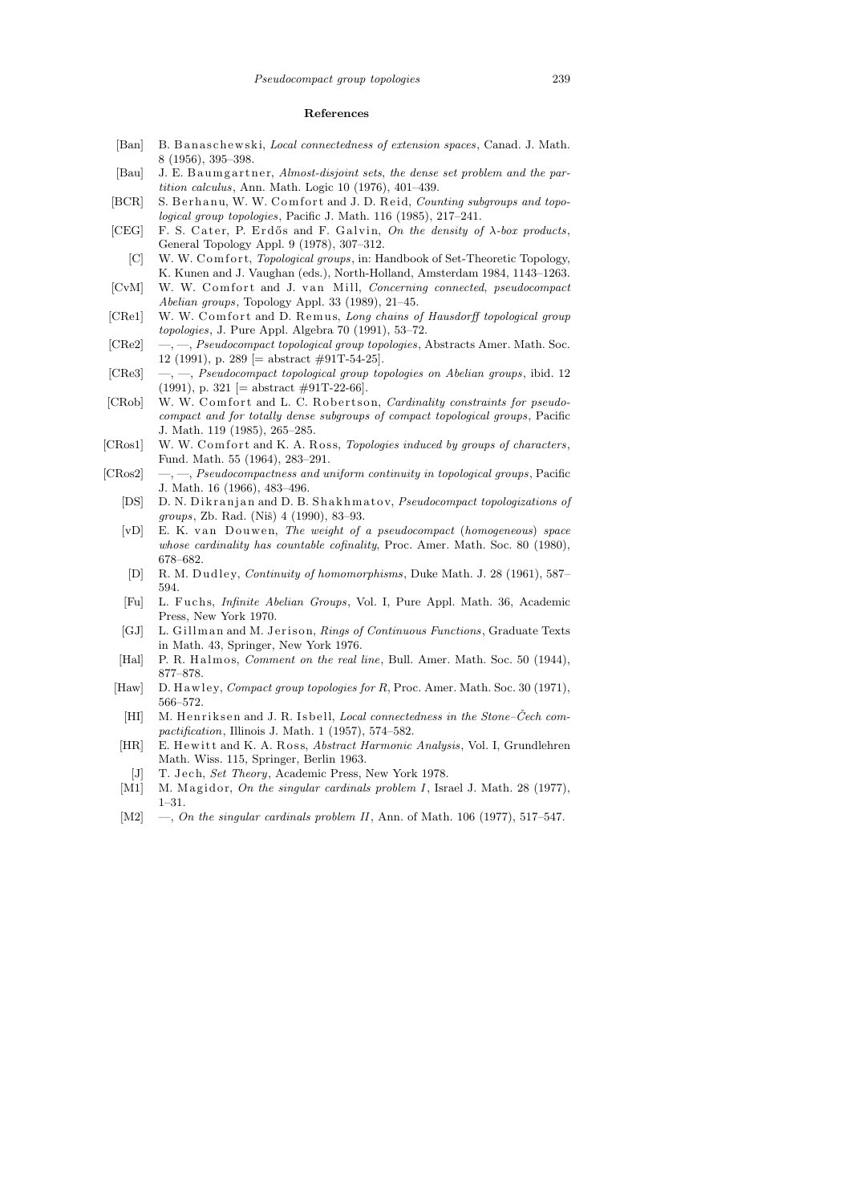### References

[Ban] B. Banaschewski, *Local connectedness of extension spaces*, Canad. J. Math. 8 (1956), 395–398.

[Bau] J. E. Baumgartner, *Almost-disjoint sets, the dense set problem and the partition calculus*, Ann. Math. Logic 10 (1976), 401–439.

[BCR] S. Berhanu, W. W. Comfort and J. D. Reid, *Counting subgroups and topological group topologies*, Pacific J. Math. 116 (1985), 217–241.

[CEG] F. S. Cater, P. Erdős and F. Galvin, *On the density of $\lambda$-box products*, General Topology Appl. 9 (1978), 307–312.

[C] W. W. Comfort, *Topological groups*, in: Handbook of Set-Theoretic Topology, K. Kunen and J. Vaughan (eds.), North-Holland, Amsterdam 1984, 1143–1263.

[CvM] W. W. Comfort and J. van Mill, *Concerning connected, pseudocompact Abelian groups*, Topology Appl. 33 (1989), 21–45.

[CRe1] W. W. Comfort and D. Remus, *Long chains of Hausdorff topological group topologies*, J. Pure Appl. Algebra 70 (1991), 53–72.

[CRe2] —, —, *Pseudocompact topological group topologies*, Abstracts Amer. Math. Soc. 12 (1991), p. 289 [= abstract #91T-54-25].

[CRe3] —, —, *Pseudocompact topological group topologies on Abelian groups*, ibid. 12 (1991), p. 321 [= abstract #91T-22-66].

[CRob] W. W. Comfort and L. C. Robertson, *Cardinality constraints for pseudocompact and for totally dense subgroups of compact topological groups*, Pacific J. Math. 119 (1985), 265–285.

[CRos1] W. W. Comfort and K. A. Ross, *Topologies induced by groups of characters*, Fund. Math. 55 (1964), 283–291.

[CRos2] —, —, *Pseudocompactness and uniform continuity in topological groups*, Pacific J. Math. 16 (1966), 483–496.

[DS] D. N. Dikranjan and D. B. Shakhmatov, *Pseudocompact topologizations of groups*, Zb. Rad. (Niš) 4 (1990), 83–93.

[vD] E. K. van Douwen, *The weight of a pseudocompact (homogeneous) space whose cardinality has countable cofinality*, Proc. Amer. Math. Soc. 80 (1980), 678–682.

[D] R. M. Dudley, *Continuity of homomorphisms*, Duke Math. J. 28 (1961), 587–594.

[Fu] L. Fuchs, *Infinite Abelian Groups*, Vol. I, Pure Appl. Math. 36, Academic Press, New York 1970.

[GJ] L. Gillman and M. Jerison, *Rings of Continuous Functions*, Graduate Texts in Math. 43, Springer, New York 1976.

[Hal] P. R. Halmos, *Comment on the real line*, Bull. Amer. Math. Soc. 50 (1944), 877–878.

[Haw] D. Hawley, *Compact group topologies for R*, Proc. Amer. Math. Soc. 30 (1971), 566–572.

[HI] M. Henriksen and J. R. Isbell, *Local connectedness in the Stone–Čech compactification*, Illinois J. Math. 1 (1957), 574–582.

[HR] E. Hewitt and K. A. Ross, *Abstract Harmonic Analysis*, Vol. I, Grundlehren Math. Wiss. 115, Springer, Berlin 1963.

[J] T. Jech, *Set Theory*, Academic Press, New York 1978.

[M1] M. Magidor, *On the singular cardinals problem I*, Israel J. Math. 28 (1977), 1–31.

[M2] —, *On the singular cardinals problem II*, Ann. of Math. 106 (1977), 517–547.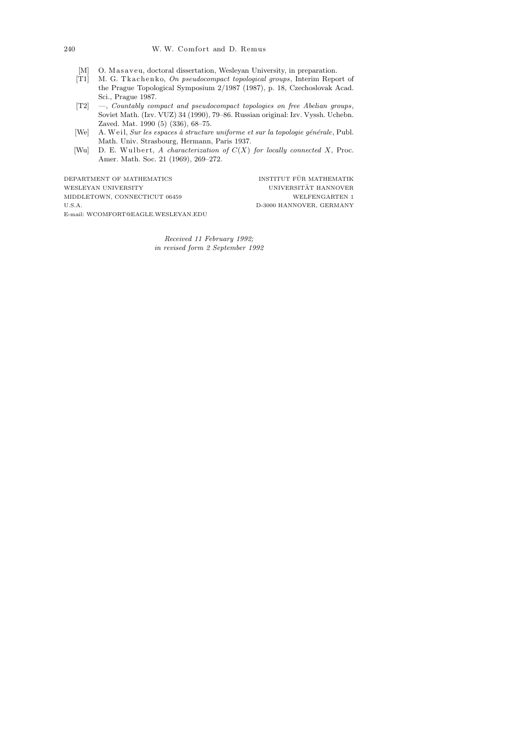- [M] O. Masaveu, doctoral dissertation, Wesleyan University, in preparation.
- [T1] M. G. Tkachenko, *On pseudocompact topological groups*, Interim Report of the Prague Topological Symposium 2/1987 (1987), p. 18, Czechoslovak Acad. Sci., Prague 1987.
- [T2] —, *Countably compact and pseudocompact topologies on free Abelian groups*, Soviet Math. (Izv. VUZ) 34 (1990), 79–86. Russian original: Izv. Vyssh. Uchebn. Zaved. Mat. 1990 (5) (336), 68–75.
- [We] A. Weil, *Sur les espaces à structure uniforme et sur la topologie générale*, Publ. Math. Univ. Strasbourg, Hermann, Paris 1937.
- [Wu] D. E. Wulbert, *A characterization of $C(X)$ for locally connected $X$*, Proc. Amer. Math. Soc. 21 (1969), 269–272.

DEPARTMENT OF MATHEMATICS
WESLEYAN UNIVERSITY
MIDDLETOWN, CONNECTICUT 06459
U.S.A.
E-mail: WCOMFORT@EAGLE.WESLEYAN.EDU

INSTITUT FÜR MATHEMATIK
UNIVERSITÄT HANNOVER
WELFENGARTEN 1
D-3000 HANNOVER, GERMANY

*Received 11 February 1992;*
*in revised form 2 September 1992*